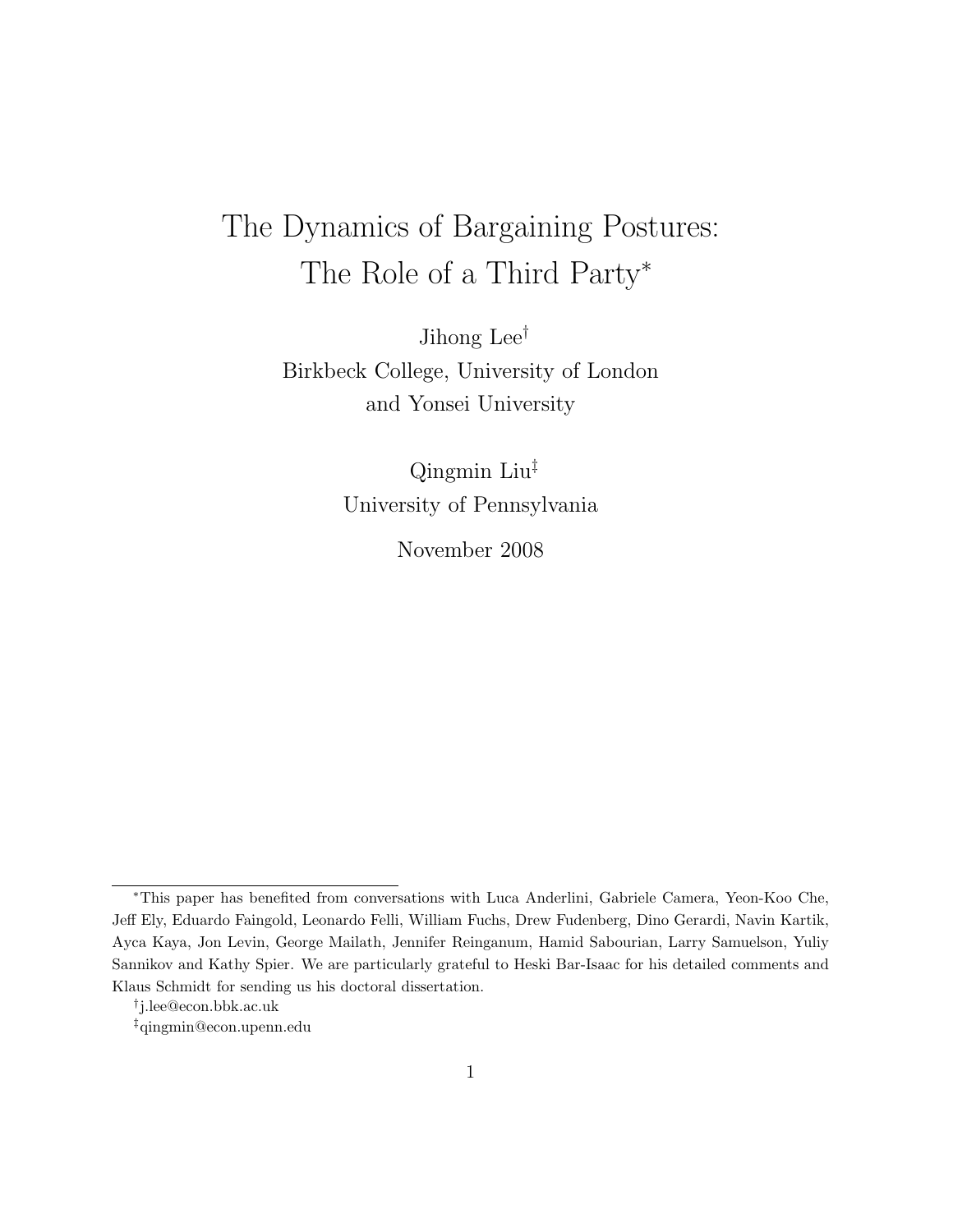# The Dynamics of Bargaining Postures: The Role of a Third Party*

Jihong Lee[†]
Birkbeck College, University of London
and Yonsei University

Qingmin Liu[‡]
University of Pennsylvania

November 2008

---

*This paper has benefited from conversations with Luca Anderlini, Gabriele Camera, Yeon-Koo Che, Jeff Ely, Eduardo Faingold, Leonardo Felli, William Fuchs, Drew Fudenberg, Dino Gerardi, Navin Kartik, Ayca Kaya, Jon Levin, George Mailath, Jennifer Reinganum, Hamid Sabourian, Larry Samuelson, Yuliy Sannikov and Kathy Spier. We are particularly grateful to Heski Bar-Isaac for his detailed comments and Klaus Schmidt for sending us his doctoral dissertation.

[†]j.lee@econ.bbk.ac.uk

[‡]qingmin@econ.upenn.edu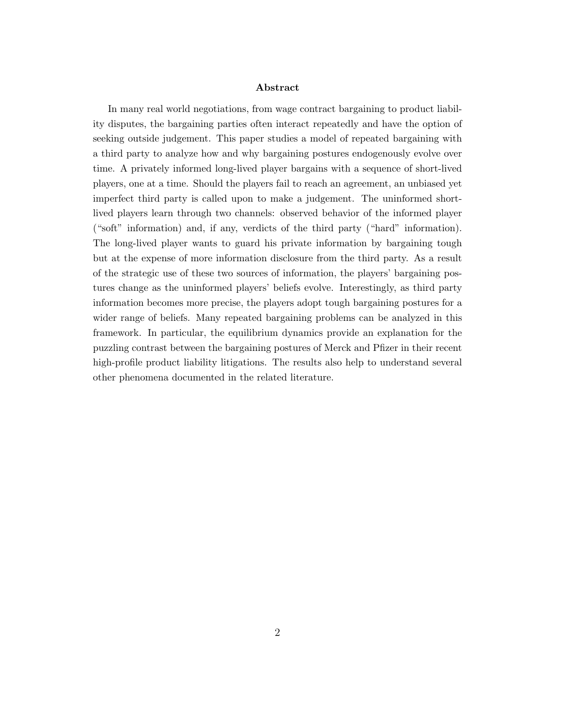## Abstract

In many real world negotiations, from wage contract bargaining to product liability disputes, the bargaining parties often interact repeatedly and have the option of seeking outside judgement. This paper studies a model of repeated bargaining with a third party to analyze how and why bargaining postures endogenously evolve over time. A privately informed long-lived player bargains with a sequence of short-lived players, one at a time. Should the players fail to reach an agreement, an unbiased yet imperfect third party is called upon to make a judgement. The uninformed short-lived players learn through two channels: observed behavior of the informed player ("soft" information) and, if any, verdicts of the third party ("hard" information). The long-lived player wants to guard his private information by bargaining tough but at the expense of more information disclosure from the third party. As a result of the strategic use of these two sources of information, the players' bargaining postures change as the uninformed players' beliefs evolve. Interestingly, as third party information becomes more precise, the players adopt tough bargaining postures for a wider range of beliefs. Many repeated bargaining problems can be analyzed in this framework. In particular, the equilibrium dynamics provide an explanation for the puzzling contrast between the bargaining postures of Merck and Pfizer in their recent high-profile product liability litigations. The results also help to understand several other phenomena documented in the related literature.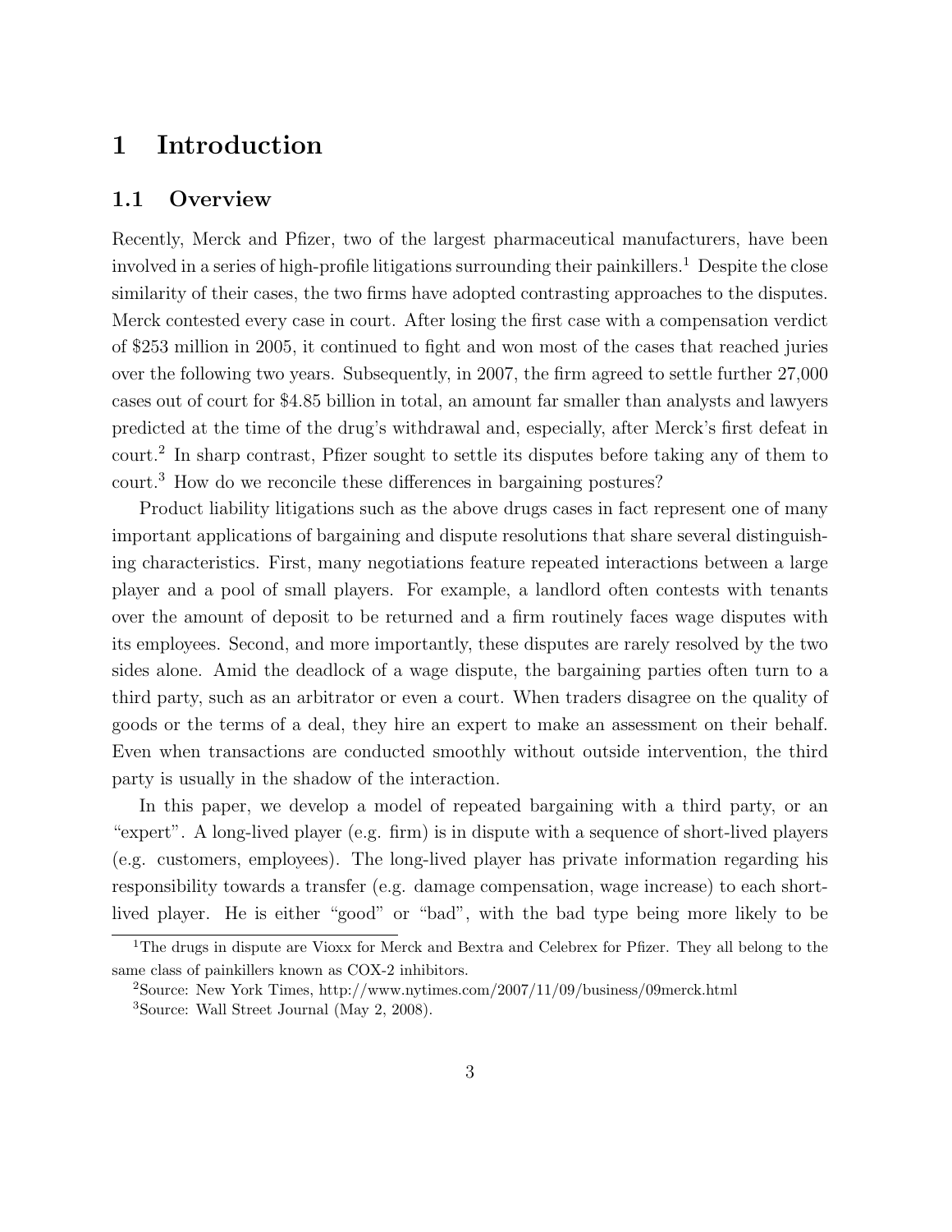# 1 Introduction

## 1.1 Overview

Recently, Merck and Pfizer, two of the largest pharmaceutical manufacturers, have been involved in a series of high-profile litigations surrounding their painkillers.[1] Despite the close similarity of their cases, the two firms have adopted contrasting approaches to the disputes. Merck contested every case in court. After losing the first case with a compensation verdict of $253 million in 2005, it continued to fight and won most of the cases that reached juries over the following two years. Subsequently, in 2007, the firm agreed to settle further 27,000 cases out of court for $4.85 billion in total, an amount far smaller than analysts and lawyers predicted at the time of the drug's withdrawal and, especially, after Merck's first defeat in court.[2] In sharp contrast, Pfizer sought to settle its disputes before taking any of them to court.[3] How do we reconcile these differences in bargaining postures?

Product liability litigations such as the above drugs cases in fact represent one of many important applications of bargaining and dispute resolutions that share several distinguishing characteristics. First, many negotiations feature repeated interactions between a large player and a pool of small players. For example, a landlord often contests with tenants over the amount of deposit to be returned and a firm routinely faces wage disputes with its employees. Second, and more importantly, these disputes are rarely resolved by the two sides alone. Amid the deadlock of a wage dispute, the bargaining parties often turn to a third party, such as an arbitrator or even a court. When traders disagree on the quality of goods or the terms of a deal, they hire an expert to make an assessment on their behalf. Even when transactions are conducted smoothly without outside intervention, the third party is usually in the shadow of the interaction.

In this paper, we develop a model of repeated bargaining with a third party, or an "expert". A long-lived player (e.g. firm) is in dispute with a sequence of short-lived players (e.g. customers, employees). The long-lived player has private information regarding his responsibility towards a transfer (e.g. damage compensation, wage increase) to each short-lived player. He is either "good" or "bad", with the bad type being more likely to be

[1] The drugs in dispute are Vioxx for Merck and Bextra and Celebrex for Pfizer. They all belong to the same class of painkillers known as COX-2 inhibitors.

[2] Source: New York Times, http://www.nytimes.com/2007/11/09/business/09merck.html

[3] Source: Wall Street Journal (May 2, 2008).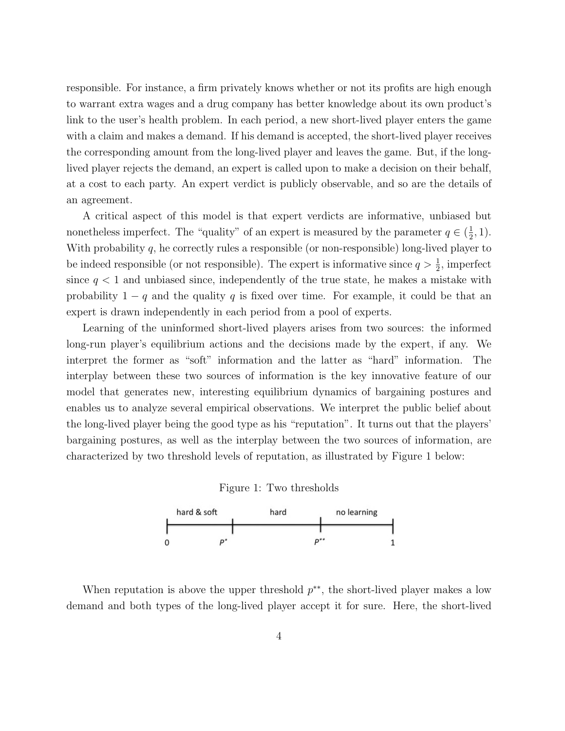responsible. For instance, a firm privately knows whether or not its profits are high enough to warrant extra wages and a drug company has better knowledge about its own product's link to the user's health problem. In each period, a new short-lived player enters the game with a claim and makes a demand. If his demand is accepted, the short-lived player receives the corresponding amount from the long-lived player and leaves the game. But, if the long-lived player rejects the demand, an expert is called upon to make a decision on their behalf, at a cost to each party. An expert verdict is publicly observable, and so are the details of an agreement.

A critical aspect of this model is that expert verdicts are informative, unbiased but nonetheless imperfect. The "quality" of an expert is measured by the parameter $q \in (\frac{1}{2}, 1)$. With probability $q$, he correctly rules a responsible (or non-responsible) long-lived player to be indeed responsible (or not responsible). The expert is informative since $q > \frac{1}{2}$, imperfect since $q < 1$ and unbiased since, independently of the true state, he makes a mistake with probability $1 - q$ and the quality $q$ is fixed over time. For example, it could be that an expert is drawn independently in each period from a pool of experts.

Learning of the uninformed short-lived players arises from two sources: the informed long-run player's equilibrium actions and the decisions made by the expert, if any. We interpret the former as "soft" information and the latter as "hard" information. The interplay between these two sources of information is the key innovative feature of our model that generates new, interesting equilibrium dynamics of bargaining postures and enables us to analyze several empirical observations. We interpret the public belief about the long-lived player being the good type as his "reputation". It turns out that the players' bargaining postures, as well as the interplay between the two sources of information, are characterized by two threshold levels of reputation, as illustrated by Figure 1 below:

Figure 1: Two thresholds

| hard & soft | hard | no learning |
|---|---|---|
| $0$ — $P^*$ | $P^*$ — $P^{**}$ | $P^{**}$ — $1$ |

When reputation is above the upper threshold $p^{**}$, the short-lived player makes a low demand and both types of the long-lived player accept it for sure. Here, the short-lived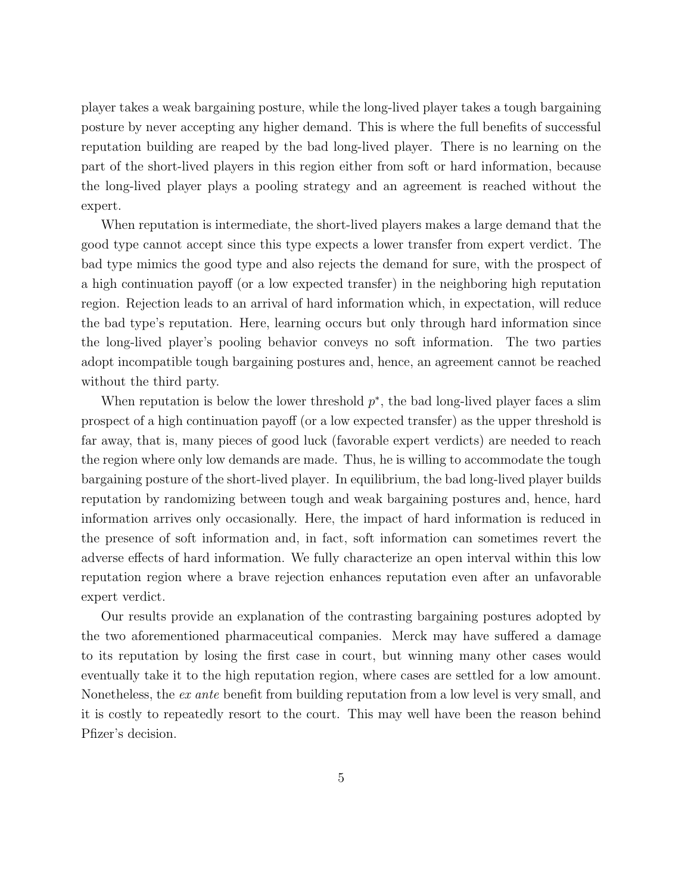player takes a weak bargaining posture, while the long-lived player takes a tough bargaining posture by never accepting any higher demand. This is where the full benefits of successful reputation building are reaped by the bad long-lived player. There is no learning on the part of the short-lived players in this region either from soft or hard information, because the long-lived player plays a pooling strategy and an agreement is reached without the expert.

When reputation is intermediate, the short-lived players makes a large demand that the good type cannot accept since this type expects a lower transfer from expert verdict. The bad type mimics the good type and also rejects the demand for sure, with the prospect of a high continuation payoff (or a low expected transfer) in the neighboring high reputation region. Rejection leads to an arrival of hard information which, in expectation, will reduce the bad type's reputation. Here, learning occurs but only through hard information since the long-lived player's pooling behavior conveys no soft information. The two parties adopt incompatible tough bargaining postures and, hence, an agreement cannot be reached without the third party.

When reputation is below the lower threshold $p^*$, the bad long-lived player faces a slim prospect of a high continuation payoff (or a low expected transfer) as the upper threshold is far away, that is, many pieces of good luck (favorable expert verdicts) are needed to reach the region where only low demands are made. Thus, he is willing to accommodate the tough bargaining posture of the short-lived player. In equilibrium, the bad long-lived player builds reputation by randomizing between tough and weak bargaining postures and, hence, hard information arrives only occasionally. Here, the impact of hard information is reduced in the presence of soft information and, in fact, soft information can sometimes revert the adverse effects of hard information. We fully characterize an open interval within this low reputation region where a brave rejection enhances reputation even after an unfavorable expert verdict.

Our results provide an explanation of the contrasting bargaining postures adopted by the two aforementioned pharmaceutical companies. Merck may have suffered a damage to its reputation by losing the first case in court, but winning many other cases would eventually take it to the high reputation region, where cases are settled for a low amount. Nonetheless, the *ex ante* benefit from building reputation from a low level is very small, and it is costly to repeatedly resort to the court. This may well have been the reason behind Pfizer's decision.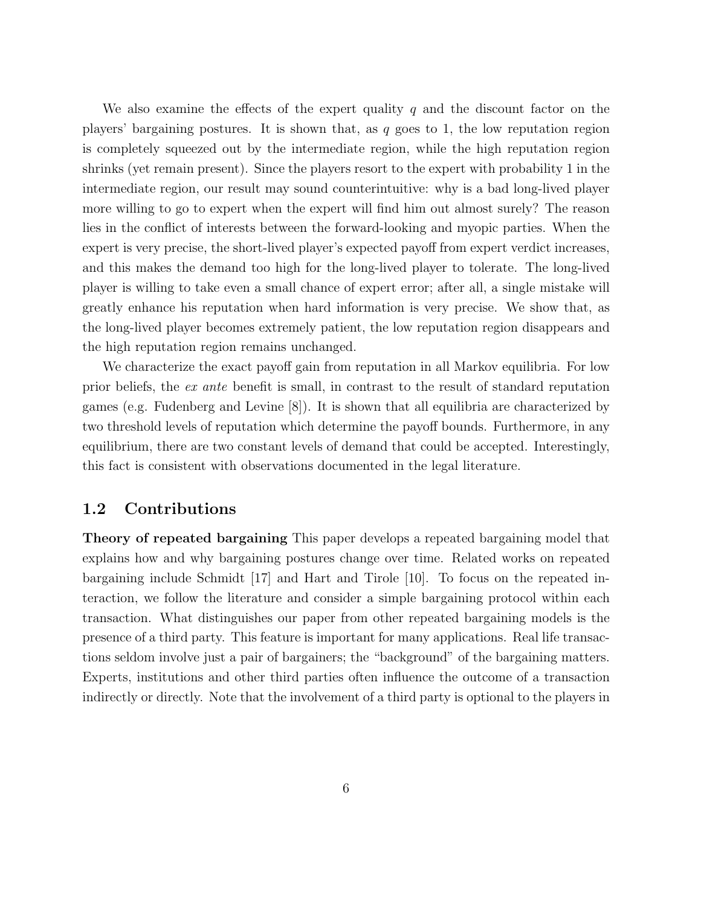We also examine the effects of the expert quality $q$ and the discount factor on the players' bargaining postures. It is shown that, as $q$ goes to 1, the low reputation region is completely squeezed out by the intermediate region, while the high reputation region shrinks (yet remain present). Since the players resort to the expert with probability 1 in the intermediate region, our result may sound counterintuitive: why is a bad long-lived player more willing to go to expert when the expert will find him out almost surely? The reason lies in the conflict of interests between the forward-looking and myopic parties. When the expert is very precise, the short-lived player's expected payoff from expert verdict increases, and this makes the demand too high for the long-lived player to tolerate. The long-lived player is willing to take even a small chance of expert error; after all, a single mistake will greatly enhance his reputation when hard information is very precise. We show that, as the long-lived player becomes extremely patient, the low reputation region disappears and the high reputation region remains unchanged.

We characterize the exact payoff gain from reputation in all Markov equilibria. For low prior beliefs, the *ex ante* benefit is small, in contrast to the result of standard reputation games (e.g. Fudenberg and Levine [8]). It is shown that all equilibria are characterized by two threshold levels of reputation which determine the payoff bounds. Furthermore, in any equilibrium, there are two constant levels of demand that could be accepted. Interestingly, this fact is consistent with observations documented in the legal literature.

## 1.2 Contributions

**Theory of repeated bargaining** This paper develops a repeated bargaining model that explains how and why bargaining postures change over time. Related works on repeated bargaining include Schmidt [17] and Hart and Tirole [10]. To focus on the repeated interaction, we follow the literature and consider a simple bargaining protocol within each transaction. What distinguishes our paper from other repeated bargaining models is the presence of a third party. This feature is important for many applications. Real life transactions seldom involve just a pair of bargainers; the "background" of the bargaining matters. Experts, institutions and other third parties often influence the outcome of a transaction indirectly or directly. Note that the involvement of a third party is optional to the players in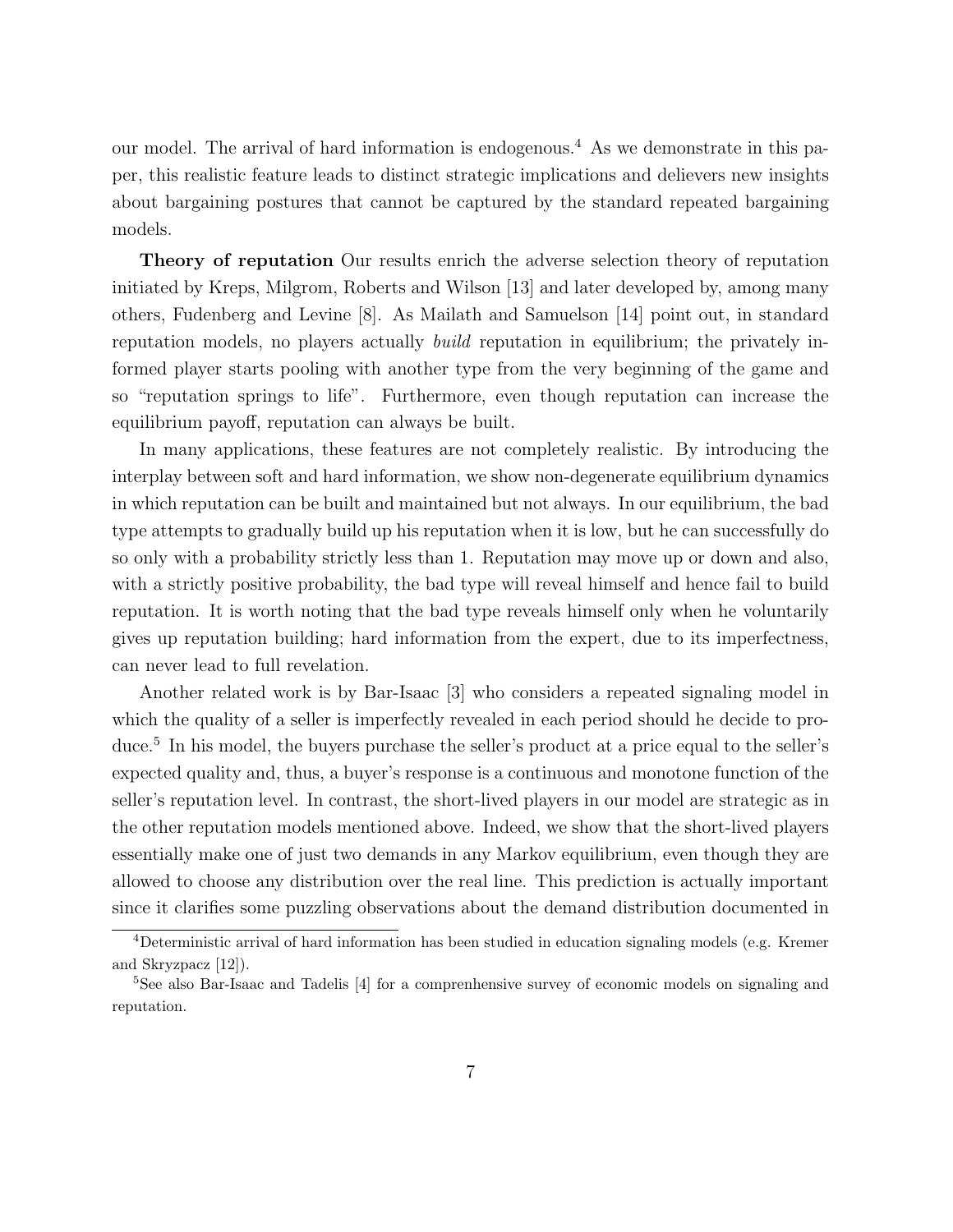our model. The arrival of hard information is endogenous.[4] As we demonstrate in this paper, this realistic feature leads to distinct strategic implications and delievers new insights about bargaining postures that cannot be captured by the standard repeated bargaining models.

**Theory of reputation** Our results enrich the adverse selection theory of reputation initiated by Kreps, Milgrom, Roberts and Wilson [13] and later developed by, among many others, Fudenberg and Levine [8]. As Mailath and Samuelson [14] point out, in standard reputation models, no players actually *build* reputation in equilibrium; the privately informed player starts pooling with another type from the very beginning of the game and so "reputation springs to life". Furthermore, even though reputation can increase the equilibrium payoff, reputation can always be built.

In many applications, these features are not completely realistic. By introducing the interplay between soft and hard information, we show non-degenerate equilibrium dynamics in which reputation can be built and maintained but not always. In our equilibrium, the bad type attempts to gradually build up his reputation when it is low, but he can successfully do so only with a probability strictly less than 1. Reputation may move up or down and also, with a strictly positive probability, the bad type will reveal himself and hence fail to build reputation. It is worth noting that the bad type reveals himself only when he voluntarily gives up reputation building; hard information from the expert, due to its imperfectness, can never lead to full revelation.

Another related work is by Bar-Isaac [3] who considers a repeated signaling model in which the quality of a seller is imperfectly revealed in each period should he decide to produce.[5] In his model, the buyers purchase the seller's product at a price equal to the seller's expected quality and, thus, a buyer's response is a continuous and monotone function of the seller's reputation level. In contrast, the short-lived players in our model are strategic as in the other reputation models mentioned above. Indeed, we show that the short-lived players essentially make one of just two demands in any Markov equilibrium, even though they are allowed to choose any distribution over the real line. This prediction is actually important since it clarifies some puzzling observations about the demand distribution documented in

[4]Deterministic arrival of hard information has been studied in education signaling models (e.g. Kremer and Skryzpacz [12]).

[5]See also Bar-Isaac and Tadelis [4] for a comprenhensive survey of economic models on signaling and reputation.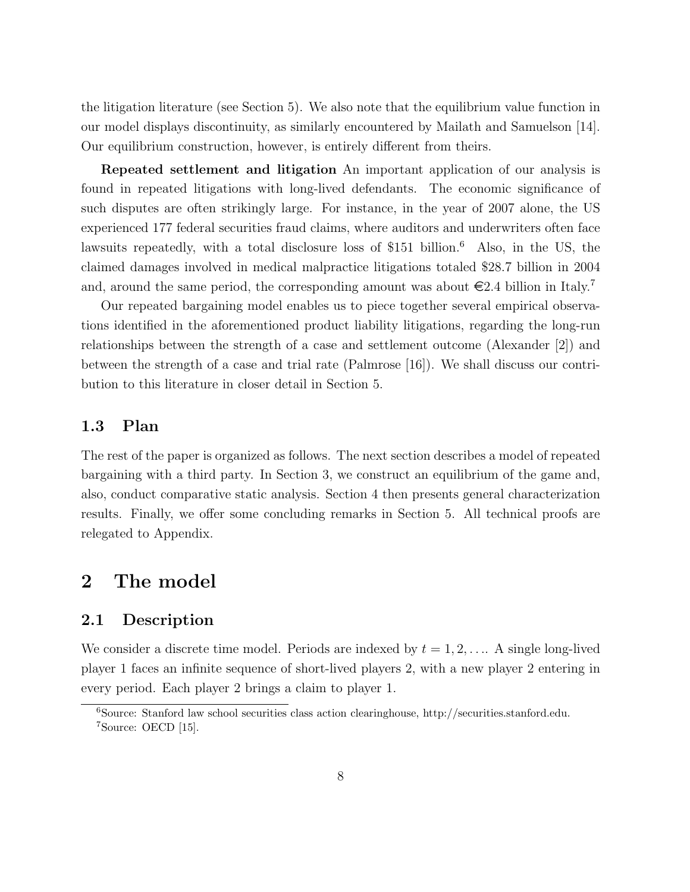the litigation literature (see Section 5). We also note that the equilibrium value function in our model displays discontinuity, as similarly encountered by Mailath and Samuelson [14]. Our equilibrium construction, however, is entirely different from theirs.

**Repeated settlement and litigation** An important application of our analysis is found in repeated litigations with long-lived defendants. The economic significance of such disputes are often strikingly large. For instance, in the year of 2007 alone, the US experienced 177 federal securities fraud claims, where auditors and underwriters often face lawsuits repeatedly, with a total disclosure loss of $151 billion.[6] Also, in the US, the claimed damages involved in medical malpractice litigations totaled $28.7 billion in 2004 and, around the same period, the corresponding amount was about €2.4 billion in Italy.[7]

Our repeated bargaining model enables us to piece together several empirical observations identified in the aforementioned product liability litigations, regarding the long-run relationships between the strength of a case and settlement outcome (Alexander [2]) and between the strength of a case and trial rate (Palmrose [16]). We shall discuss our contribution to this literature in closer detail in Section 5.

## 1.3 Plan

The rest of the paper is organized as follows. The next section describes a model of repeated bargaining with a third party. In Section 3, we construct an equilibrium of the game and, also, conduct comparative static analysis. Section 4 then presents general characterization results. Finally, we offer some concluding remarks in Section 5. All technical proofs are relegated to Appendix.

# 2 The model

## 2.1 Description

We consider a discrete time model. Periods are indexed by $t = 1, 2, \ldots$. A single long-lived player 1 faces an infinite sequence of short-lived players 2, with a new player 2 entering in every period. Each player 2 brings a claim to player 1.

[6] Source: Stanford law school securities class action clearinghouse, http://securities.stanford.edu.

[7] Source: OECD [15].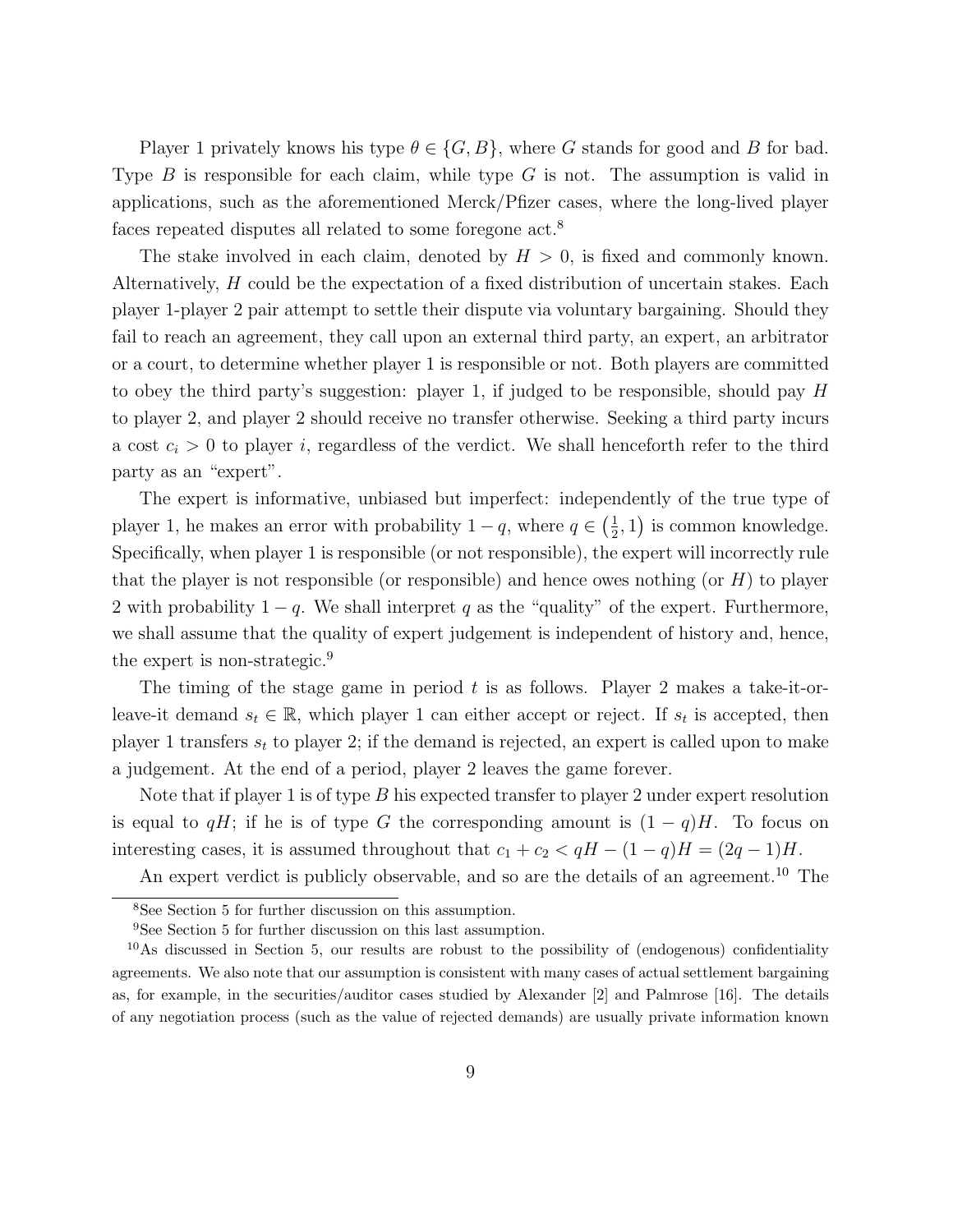Player 1 privately knows his type $\theta \in \{G, B\}$, where $G$ stands for good and $B$ for bad. Type $B$ is responsible for each claim, while type $G$ is not. The assumption is valid in applications, such as the aforementioned Merck/Pfizer cases, where the long-lived player faces repeated disputes all related to some foregone act.[8]

The stake involved in each claim, denoted by $H > 0$, is fixed and commonly known. Alternatively, $H$ could be the expectation of a fixed distribution of uncertain stakes. Each player 1-player 2 pair attempt to settle their dispute via voluntary bargaining. Should they fail to reach an agreement, they call upon an external third party, an expert, an arbitrator or a court, to determine whether player 1 is responsible or not. Both players are committed to obey the third party's suggestion: player 1, if judged to be responsible, should pay $H$ to player 2, and player 2 should receive no transfer otherwise. Seeking a third party incurs a cost $c_i > 0$ to player $i$, regardless of the verdict. We shall henceforth refer to the third party as an "expert".

The expert is informative, unbiased but imperfect: independently of the true type of player 1, he makes an error with probability $1 - q$, where $q \in \left(\frac{1}{2}, 1\right)$ is common knowledge. Specifically, when player 1 is responsible (or not responsible), the expert will incorrectly rule that the player is not responsible (or responsible) and hence owes nothing (or $H$) to player 2 with probability $1 - q$. We shall interpret $q$ as the "quality" of the expert. Furthermore, we shall assume that the quality of expert judgement is independent of history and, hence, the expert is non-strategic.[9]

The timing of the stage game in period $t$ is as follows. Player 2 makes a take-it-or-leave-it demand $s_t \in \mathbb{R}$, which player 1 can either accept or reject. If $s_t$ is accepted, then player 1 transfers $s_t$ to player 2; if the demand is rejected, an expert is called upon to make a judgement. At the end of a period, player 2 leaves the game forever.

Note that if player 1 is of type $B$ his expected transfer to player 2 under expert resolution is equal to $qH$; if he is of type $G$ the corresponding amount is $(1 - q)H$. To focus on interesting cases, it is assumed throughout that $c_1 + c_2 < qH - (1 - q)H = (2q - 1)H$.

An expert verdict is publicly observable, and so are the details of an agreement.[10] The

[8]See Section 5 for further discussion on this assumption.

[9]See Section 5 for further discussion on this last assumption.

[10]As discussed in Section 5, our results are robust to the possibility of (endogenous) confidentiality agreements. We also note that our assumption is consistent with many cases of actual settlement bargaining as, for example, in the securities/auditor cases studied by Alexander [2] and Palmrose [16]. The details of any negotiation process (such as the value of rejected demands) are usually private information known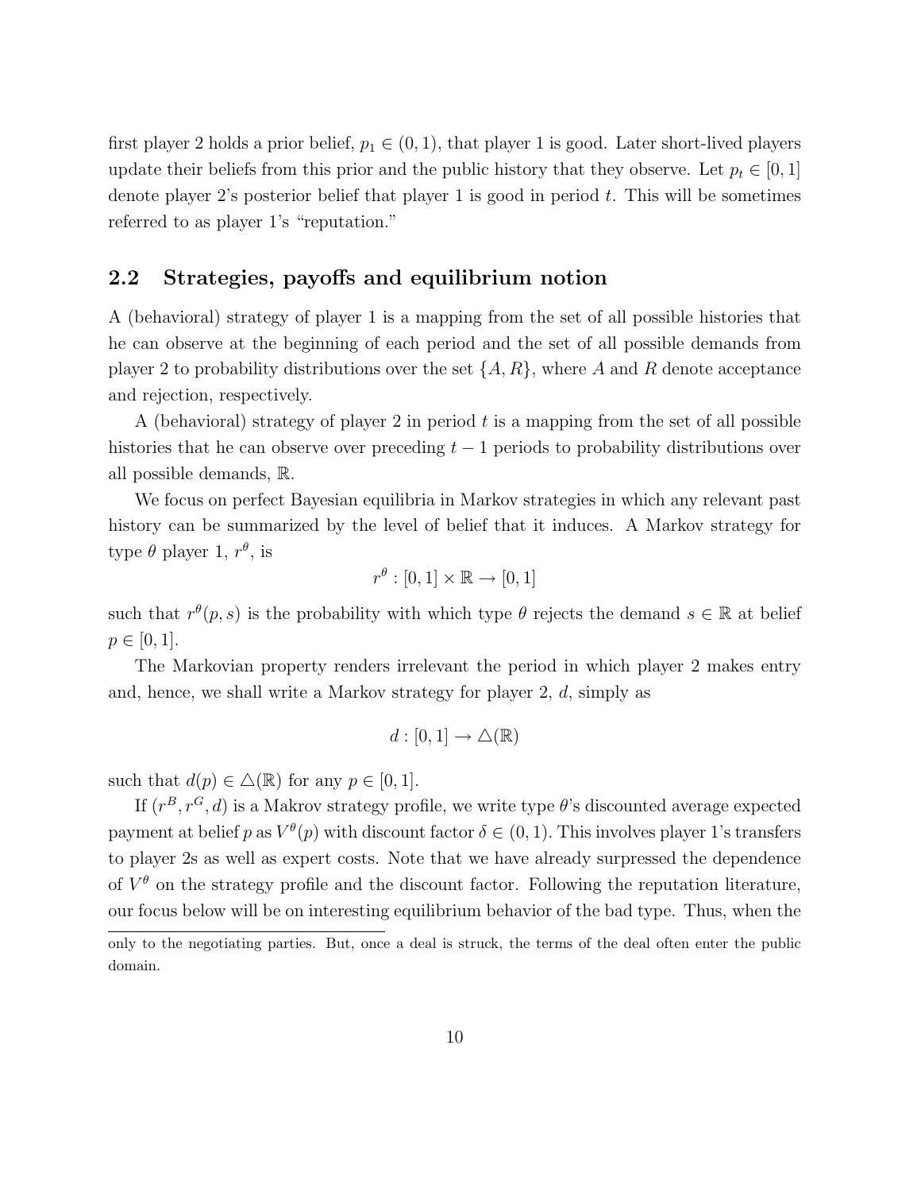first player 2 holds a prior belief, $p_1 \in (0, 1)$, that player 1 is good. Later short-lived players update their beliefs from this prior and the public history that they observe. Let $p_t \in [0, 1]$ denote player 2's posterior belief that player 1 is good in period $t$. This will be sometimes referred to as player 1's "reputation."

## 2.2 Strategies, payoffs and equilibrium notion

A (behavioral) strategy of player 1 is a mapping from the set of all possible histories that he can observe at the beginning of each period and the set of all possible demands from player 2 to probability distributions over the set $\{A, R\}$, where $A$ and $R$ denote acceptance and rejection, respectively.

A (behavioral) strategy of player 2 in period $t$ is a mapping from the set of all possible histories that he can observe over preceding $t-1$ periods to probability distributions over all possible demands, $\mathbb{R}$.

We focus on perfect Bayesian equilibria in Markov strategies in which any relevant past history can be summarized by the level of belief that it induces. A Markov strategy for type $\theta$ player 1, $r^\theta$, is

$$r^\theta : [0, 1] \times \mathbb{R} \to [0, 1]$$

such that $r^\theta(p, s)$ is the probability with which type $\theta$ rejects the demand $s \in \mathbb{R}$ at belief $p \in [0, 1]$.

The Markovian property renders irrelevant the period in which player 2 makes entry and, hence, we shall write a Markov strategy for player 2, $d$, simply as

$$d : [0, 1] \to \triangle(\mathbb{R})$$

such that $d(p) \in \triangle(\mathbb{R})$ for any $p \in [0, 1]$.

If $(r^B, r^G, d)$ is a Makrov strategy profile, we write type $\theta$'s discounted average expected payment at belief $p$ as $V^\theta(p)$ with discount factor $\delta \in (0, 1)$. This involves player 1's transfers to player 2s as well as expert costs. Note that we have already surpressed the dependence of $V^\theta$ on the strategy profile and the discount factor. Following the reputation literature, our focus below will be on interesting equilibrium behavior of the bad type. Thus, when the

only to the negotiating parties. But, once a deal is struck, the terms of the deal often enter the public domain.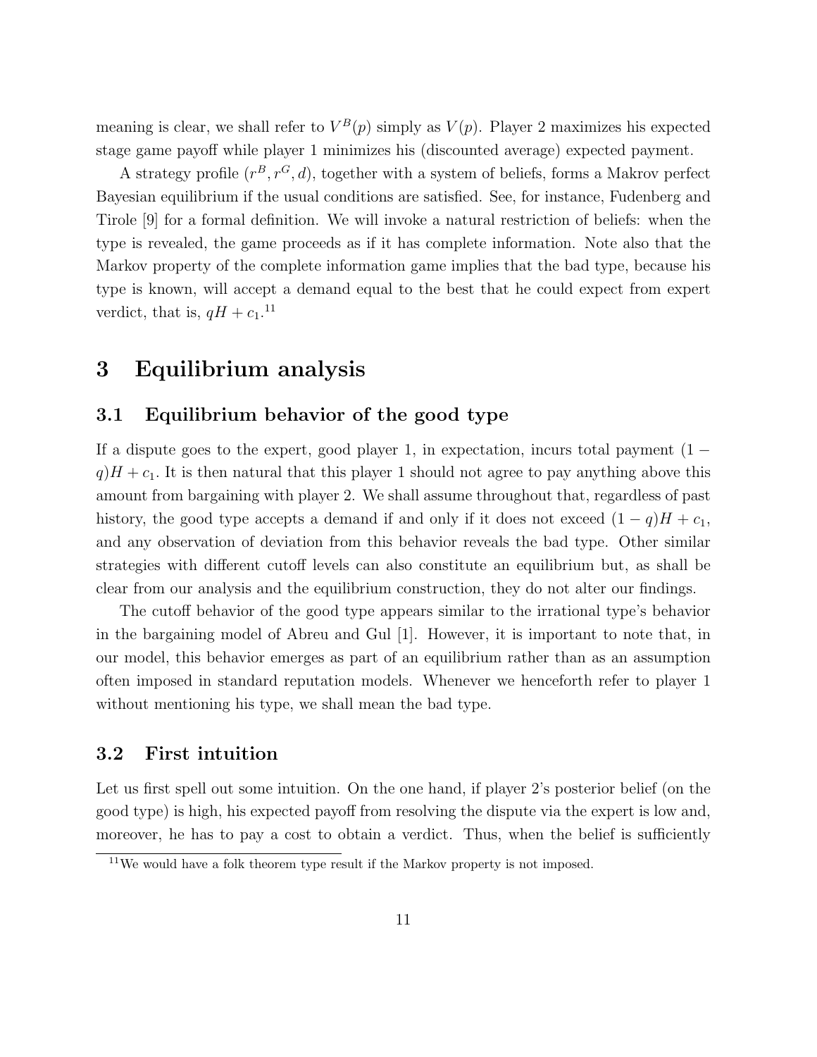meaning is clear, we shall refer to $V^B(p)$ simply as $V(p)$. Player 2 maximizes his expected stage game payoff while player 1 minimizes his (discounted average) expected payment.

A strategy profile $(r^B, r^G, d)$, together with a system of beliefs, forms a Makrov perfect Bayesian equilibrium if the usual conditions are satisfied. See, for instance, Fudenberg and Tirole [9] for a formal definition. We will invoke a natural restriction of beliefs: when the type is revealed, the game proceeds as if it has complete information. Note also that the Markov property of the complete information game implies that the bad type, because his type is known, will accept a demand equal to the best that he could expect from expert verdict, that is, $qH + c_1$.[11]

# 3 Equilibrium analysis

## 3.1 Equilibrium behavior of the good type

If a dispute goes to the expert, good player 1, in expectation, incurs total payment $(1 - q)H + c_1$. It is then natural that this player 1 should not agree to pay anything above this amount from bargaining with player 2. We shall assume throughout that, regardless of past history, the good type accepts a demand if and only if it does not exceed $(1 - q)H + c_1$, and any observation of deviation from this behavior reveals the bad type. Other similar strategies with different cutoff levels can also constitute an equilibrium but, as shall be clear from our analysis and the equilibrium construction, they do not alter our findings.

The cutoff behavior of the good type appears similar to the irrational type's behavior in the bargaining model of Abreu and Gul [1]. However, it is important to note that, in our model, this behavior emerges as part of an equilibrium rather than as an assumption often imposed in standard reputation models. Whenever we henceforth refer to player 1 without mentioning his type, we shall mean the bad type.

## 3.2 First intuition

Let us first spell out some intuition. On the one hand, if player 2's posterior belief (on the good type) is high, his expected payoff from resolving the dispute via the expert is low and, moreover, he has to pay a cost to obtain a verdict. Thus, when the belief is sufficiently

[11] We would have a folk theorem type result if the Markov property is not imposed.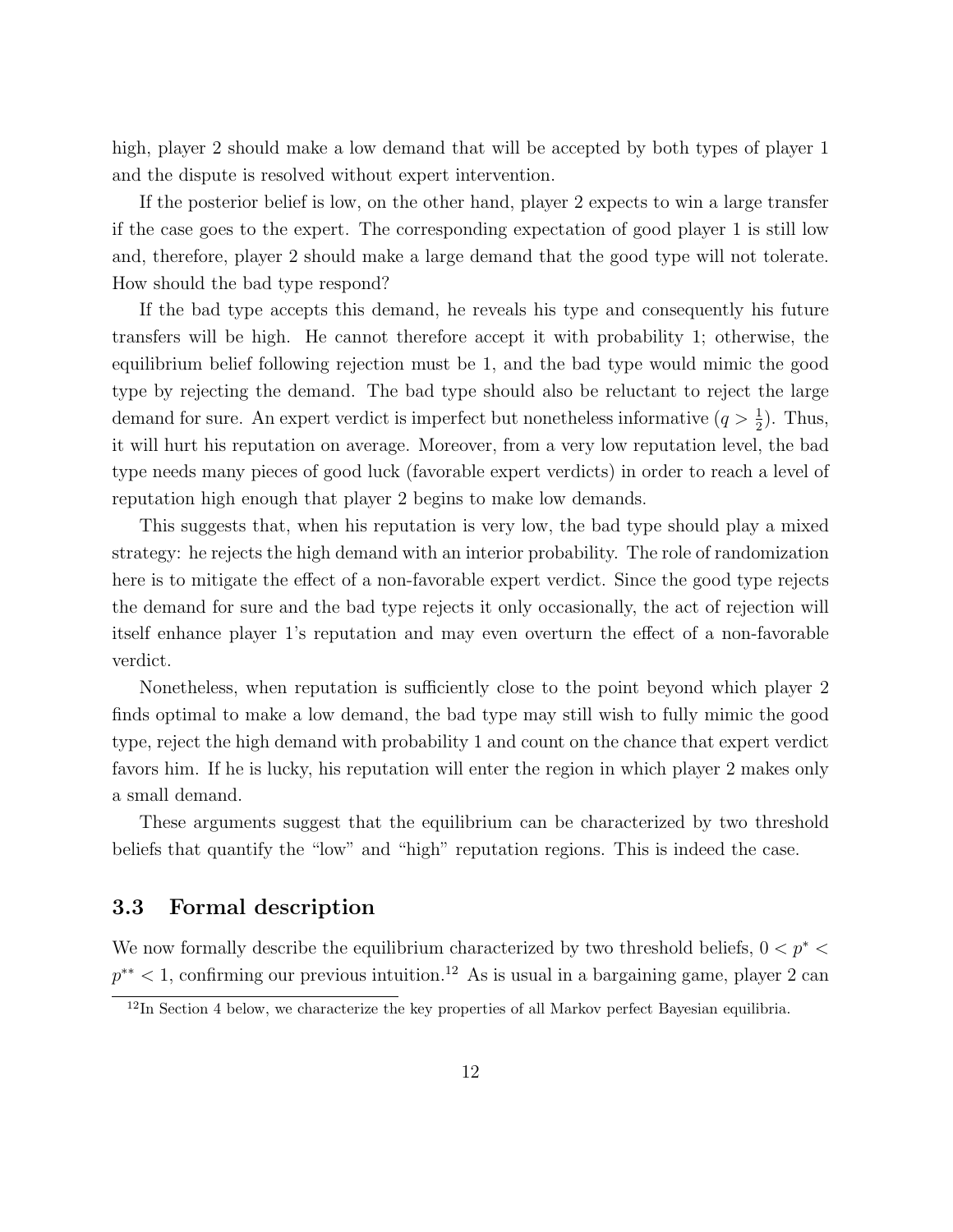high, player 2 should make a low demand that will be accepted by both types of player 1 and the dispute is resolved without expert intervention.

If the posterior belief is low, on the other hand, player 2 expects to win a large transfer if the case goes to the expert. The corresponding expectation of good player 1 is still low and, therefore, player 2 should make a large demand that the good type will not tolerate. How should the bad type respond?

If the bad type accepts this demand, he reveals his type and consequently his future transfers will be high. He cannot therefore accept it with probability 1; otherwise, the equilibrium belief following rejection must be 1, and the bad type would mimic the good type by rejecting the demand. The bad type should also be reluctant to reject the large demand for sure. An expert verdict is imperfect but nonetheless informative ($q > \frac{1}{2}$). Thus, it will hurt his reputation on average. Moreover, from a very low reputation level, the bad type needs many pieces of good luck (favorable expert verdicts) in order to reach a level of reputation high enough that player 2 begins to make low demands.

This suggests that, when his reputation is very low, the bad type should play a mixed strategy: he rejects the high demand with an interior probability. The role of randomization here is to mitigate the effect of a non-favorable expert verdict. Since the good type rejects the demand for sure and the bad type rejects it only occasionally, the act of rejection will itself enhance player 1's reputation and may even overturn the effect of a non-favorable verdict.

Nonetheless, when reputation is sufficiently close to the point beyond which player 2 finds optimal to make a low demand, the bad type may still wish to fully mimic the good type, reject the high demand with probability 1 and count on the chance that expert verdict favors him. If he is lucky, his reputation will enter the region in which player 2 makes only a small demand.

These arguments suggest that the equilibrium can be characterized by two threshold beliefs that quantify the "low" and "high" reputation regions. This is indeed the case.

### 3.3 Formal description

We now formally describe the equilibrium characterized by two threshold beliefs, $0 < p^* < p^{**} < 1$, confirming our previous intuition.[12] As is usual in a bargaining game, player 2 can

[12] In Section 4 below, we characterize the key properties of all Markov perfect Bayesian equilibria.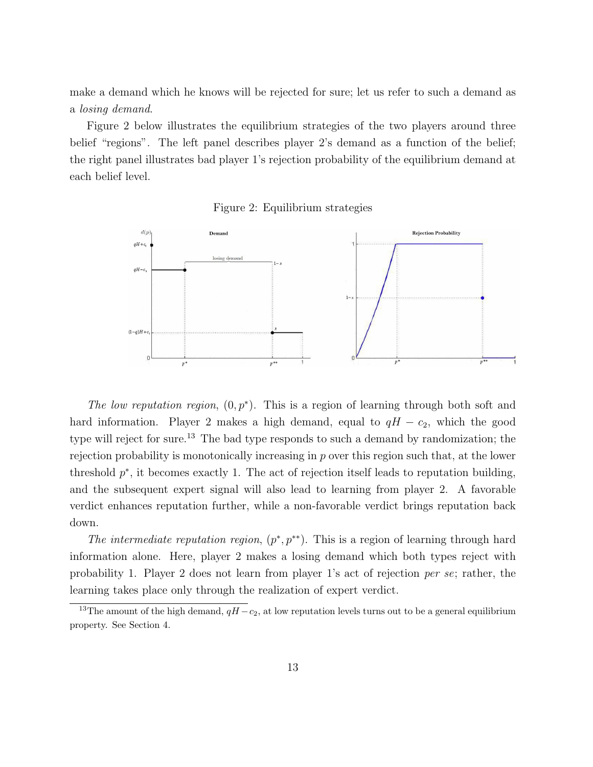make a demand which he knows will be rejected for sure; let us refer to such a demand as a *losing demand*.

Figure 2 below illustrates the equilibrium strategies of the two players around three belief "regions". The left panel describes player 2's demand as a function of the belief; the right panel illustrates bad player 1's rejection probability of the equilibrium demand at each belief level.

Figure 2: Equilibrium strategies

*The low reputation region*, $(0, p^*)$. This is a region of learning through both soft and hard information. Player 2 makes a high demand, equal to $qH - c_2$, which the good type will reject for sure.[13] The bad type responds to such a demand by randomization; the rejection probability is monotonically increasing in $p$ over this region such that, at the lower threshold $p^*$, it becomes exactly 1. The act of rejection itself leads to reputation building, and the subsequent expert signal will also lead to learning from player 2. A favorable verdict enhances reputation further, while a non-favorable verdict brings reputation back down.

*The intermediate reputation region*, $(p^*, p^{**})$. This is a region of learning through hard information alone. Here, player 2 makes a losing demand which both types reject with probability 1. Player 2 does not learn from player 1's act of rejection *per se*; rather, the learning takes place only through the realization of expert verdict.

[13]The amount of the high demand, $qH - c_2$, at low reputation levels turns out to be a general equilibrium property. See Section 4.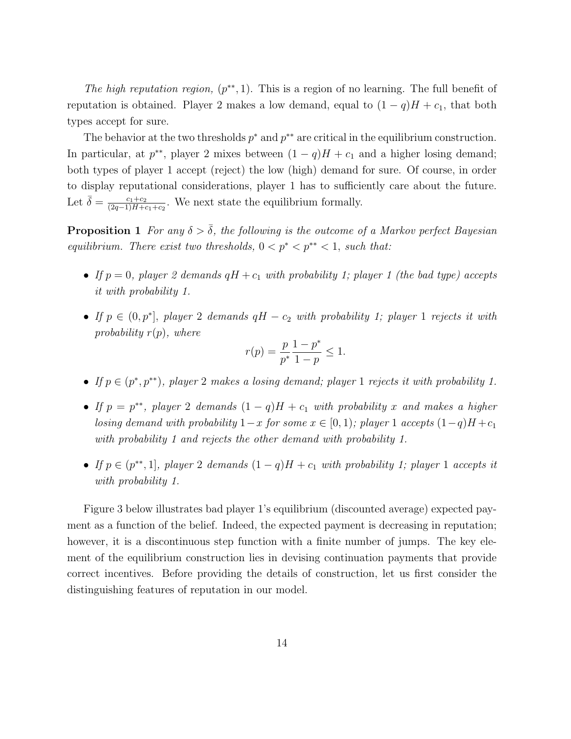*The high reputation region,* $(p^{**}, 1)$. This is a region of no learning. The full benefit of reputation is obtained. Player 2 makes a low demand, equal to $(1-q)H + c_1$, that both types accept for sure.

The behavior at the two thresholds $p^*$ and $p^{**}$ are critical in the equilibrium construction. In particular, at $p^{**}$, player 2 mixes between $(1-q)H + c_1$ and a higher losing demand; both types of player 1 accept (reject) the low (high) demand for sure. Of course, in order to display reputational considerations, player 1 has to sufficiently care about the future. Let $\bar{\delta} = \frac{c_1 + c_2}{(2q-1)H + c_1 + c_2}$. We next state the equilibrium formally.

**Proposition 1** *For any $\delta > \bar{\delta}$, the following is the outcome of a Markov perfect Bayesian equilibrium. There exist two thresholds, $0 < p^* < p^{**} < 1$, such that:*

- *If $p = 0$, player 2 demands $qH + c_1$ with probability 1; player 1 (the bad type) accepts it with probability 1.*
- *If $p \in (0, p^*]$, player 2 demands $qH - c_2$ with probability 1; player 1 rejects it with probability $r(p)$, where*
$$r(p) = \frac{p}{p^*} \frac{1-p^*}{1-p} \leq 1.$$
- *If $p \in (p^*, p^{**})$, player 2 makes a losing demand; player 1 rejects it with probability 1.*
- *If $p = p^{**}$, player 2 demands $(1-q)H + c_1$ with probability $x$ and makes a higher losing demand with probability $1-x$ for some $x \in [0, 1)$; player 1 accepts $(1-q)H + c_1$ with probability 1 and rejects the other demand with probability 1.*
- *If $p \in (p^{**}, 1]$, player 2 demands $(1-q)H + c_1$ with probability 1; player 1 accepts it with probability 1.*

Figure 3 below illustrates bad player 1's equilibrium (discounted average) expected payment as a function of the belief. Indeed, the expected payment is decreasing in reputation; however, it is a discontinuous step function with a finite number of jumps. The key element of the equilibrium construction lies in devising continuation payments that provide correct incentives. Before providing the details of construction, let us first consider the distinguishing features of reputation in our model.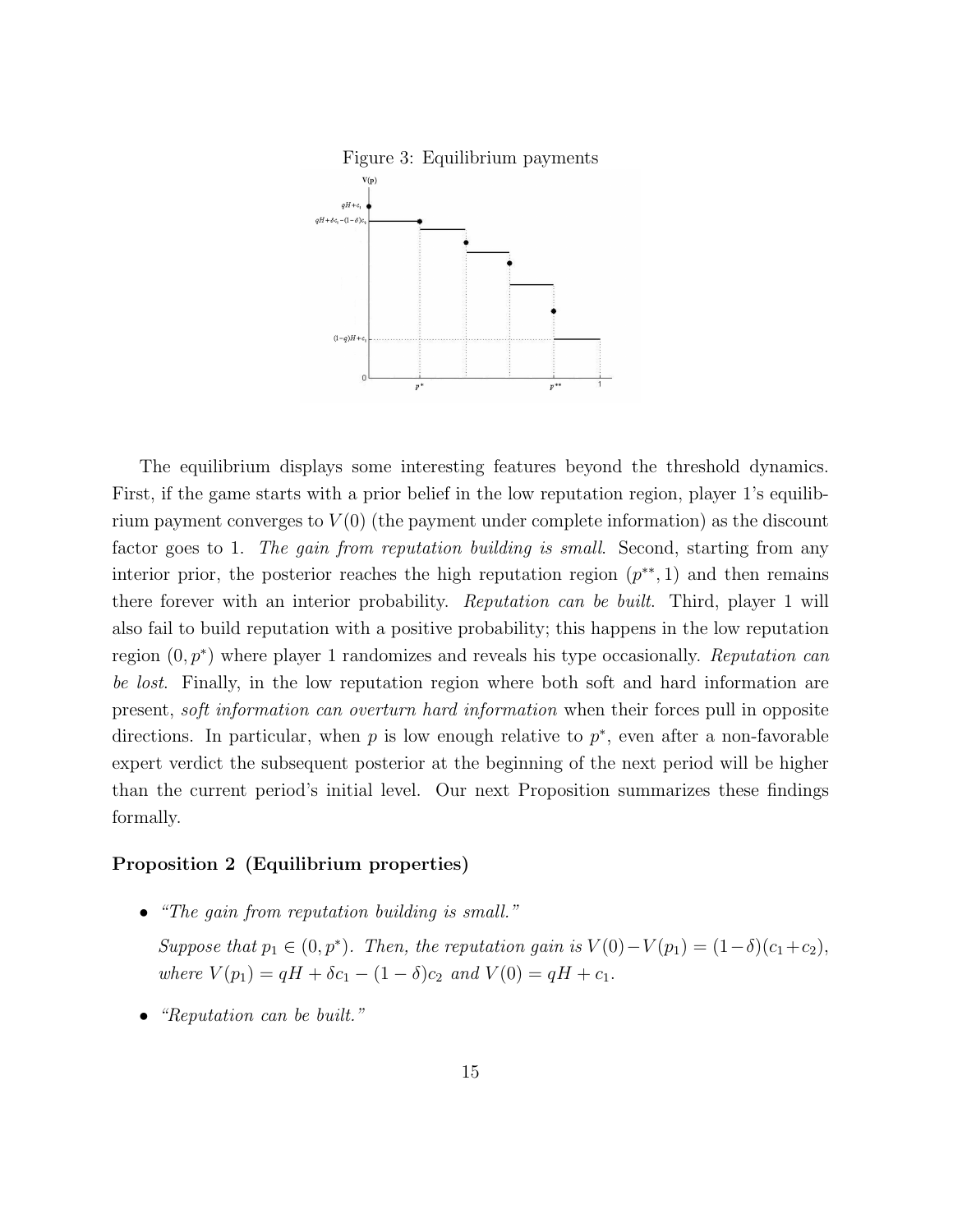Figure 3: Equilibrium payments

The equilibrium displays some interesting features beyond the threshold dynamics. First, if the game starts with a prior belief in the low reputation region, player 1's equilibrium payment converges to $V(0)$ (the payment under complete information) as the discount factor goes to 1. *The gain from reputation building is small*. Second, starting from any interior prior, the posterior reaches the high reputation region $(p^{**}, 1)$ and then remains there forever with an interior probability. *Reputation can be built*. Third, player 1 will also fail to build reputation with a positive probability; this happens in the low reputation region $(0, p^{*})$ where player 1 randomizes and reveals his type occasionally. *Reputation can be lost*. Finally, in the low reputation region where both soft and hard information are present, *soft information can overturn hard information* when their forces pull in opposite directions. In particular, when $p$ is low enough relative to $p^{*}$, even after a non-favorable expert verdict the subsequent posterior at the beginning of the next period will be higher than the current period's initial level. Our next Proposition summarizes these findings formally.

**Proposition 2 (Equilibrium properties)**

- *"The gain from reputation building is small."*

  *Suppose that $p_1 \in (0, p^{*})$. Then, the reputation gain is $V(0) - V(p_1) = (1-\delta)(c_1 + c_2)$, where $V(p_1) = qH + \delta c_1 - (1-\delta)c_2$ and $V(0) = qH + c_1$.*

- *"Reputation can be built."*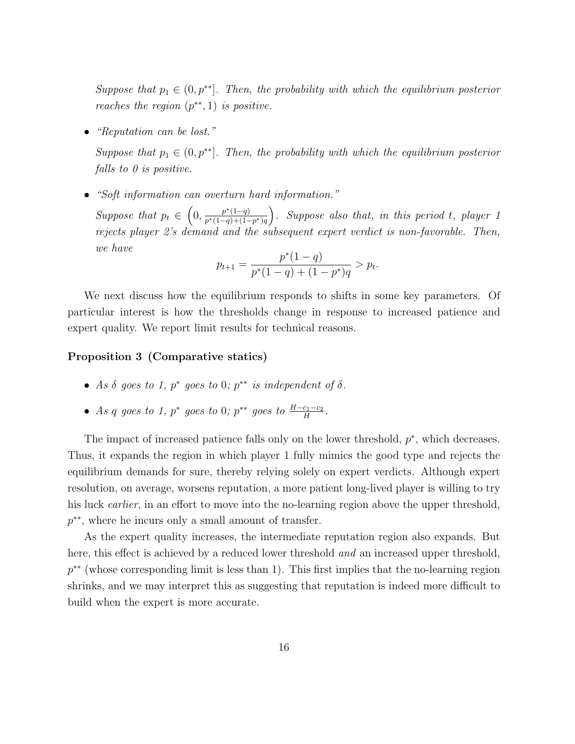*Suppose that $p_1 \in (0, p^{**}]$. Then, the probability with which the equilibrium posterior reaches the region $(p^{**}, 1)$ is positive.*

- *"Reputation can be lost."*

  *Suppose that $p_1 \in (0, p^{**}]$. Then, the probability with which the equilibrium posterior falls to 0 is positive.*

- *"Soft information can overturn hard information."*

  *Suppose that $p_t \in \left(0, \frac{p^*(1-q)}{p^*(1-q)+(1-p^*)q}\right)$. Suppose also that, in this period $t$, player 1 rejects player 2's demand and the subsequent expert verdict is non-favorable. Then, we have*

$$p_{t+1} = \frac{p^*(1-q)}{p^*(1-q) + (1-p^*)q} > p_t.$$

We next discuss how the equilibrium responds to shifts in some key parameters. Of particular interest is how the thresholds change in response to increased patience and expert quality. We report limit results for technical reasons.

**Proposition 3 (Comparative statics)**

- *As $\delta$ goes to 1, $p^*$ goes to 0; $p^{**}$ is independent of $\delta$.*
- *As $q$ goes to 1, $p^*$ goes to 0; $p^{**}$ goes to $\frac{H-c_1-c_2}{H}$.*

The impact of increased patience falls only on the lower threshold, $p^*$, which decreases. Thus, it expands the region in which player 1 fully mimics the good type and rejects the equilibrium demands for sure, thereby relying solely on expert verdicts. Although expert resolution, on average, worsens reputation, a more patient long-lived player is willing to try his luck *earlier*, in an effort to move into the no-learning region above the upper threshold, $p^{**}$, where he incurs only a small amount of transfer.

As the expert quality increases, the intermediate reputation region also expands. But here, this effect is achieved by a reduced lower threshold *and* an increased upper threshold, $p^{**}$ (whose corresponding limit is less than 1). This first implies that the no-learning region shrinks, and we may interpret this as suggesting that reputation is indeed more difficult to build when the expert is more accurate.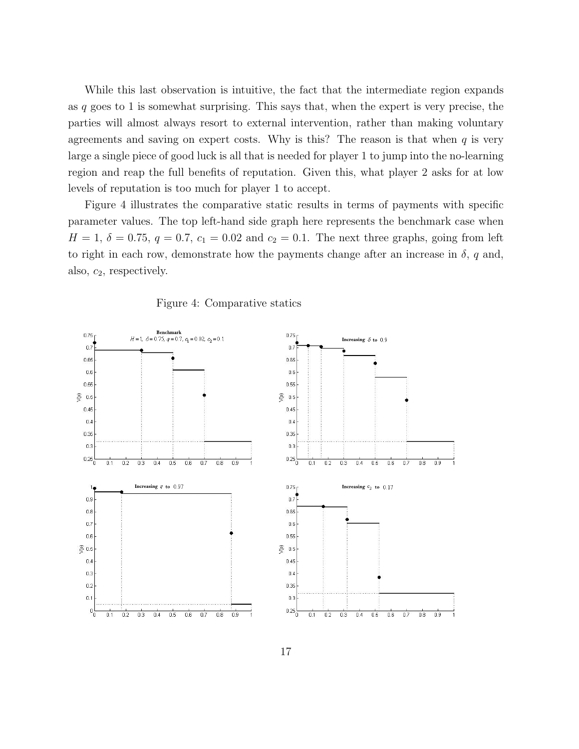While this last observation is intuitive, the fact that the intermediate region expands as $q$ goes to 1 is somewhat surprising. This says that, when the expert is very precise, the parties will almost always resort to external intervention, rather than making voluntary agreements and saving on expert costs. Why is this? The reason is that when $q$ is very large a single piece of good luck is all that is needed for player 1 to jump into the no-learning region and reap the full benefits of reputation. Given this, what player 2 asks for at low levels of reputation is too much for player 1 to accept.

Figure 4 illustrates the comparative static results in terms of payments with specific parameter values. The top left-hand side graph here represents the benchmark case when $H = 1$, $\delta = 0.75$, $q = 0.7$, $c_1 = 0.02$ and $c_2 = 0.1$. The next three graphs, going from left to right in each row, demonstrate how the payments change after an increase in $\delta$, $q$ and, also, $c_2$, respectively.

Figure 4: Comparative statics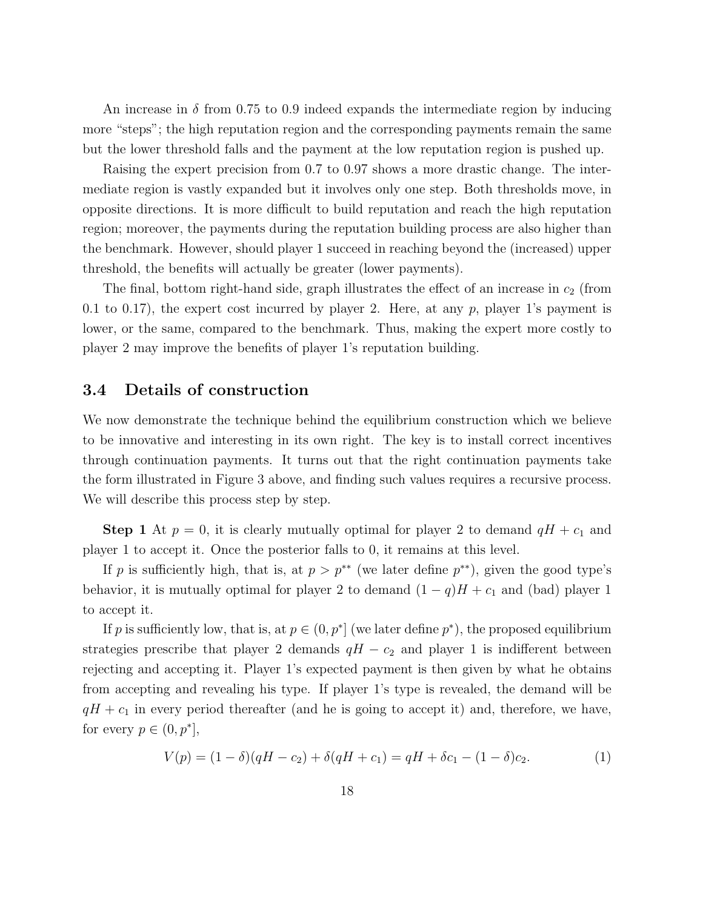An increase in $\delta$ from 0.75 to 0.9 indeed expands the intermediate region by inducing more "steps"; the high reputation region and the corresponding payments remain the same but the lower threshold falls and the payment at the low reputation region is pushed up.

Raising the expert precision from 0.7 to 0.97 shows a more drastic change. The intermediate region is vastly expanded but it involves only one step. Both thresholds move, in opposite directions. It is more difficult to build reputation and reach the high reputation region; moreover, the payments during the reputation building process are also higher than the benchmark. However, should player 1 succeed in reaching beyond the (increased) upper threshold, the benefits will actually be greater (lower payments).

The final, bottom right-hand side, graph illustrates the effect of an increase in $c_2$ (from 0.1 to 0.17), the expert cost incurred by player 2. Here, at any $p$, player 1's payment is lower, or the same, compared to the benchmark. Thus, making the expert more costly to player 2 may improve the benefits of player 1's reputation building.

### 3.4 Details of construction

We now demonstrate the technique behind the equilibrium construction which we believe to be innovative and interesting in its own right. The key is to install correct incentives through continuation payments. It turns out that the right continuation payments take the form illustrated in Figure 3 above, and finding such values requires a recursive process. We will describe this process step by step.

**Step 1** At $p = 0$, it is clearly mutually optimal for player 2 to demand $qH + c_1$ and player 1 to accept it. Once the posterior falls to 0, it remains at this level.

If $p$ is sufficiently high, that is, at $p > p^{**}$ (we later define $p^{**}$), given the good type's behavior, it is mutually optimal for player 2 to demand $(1 - q)H + c_1$ and (bad) player 1 to accept it.

If $p$ is sufficiently low, that is, at $p \in (0, p^*]$ (we later define $p^*$), the proposed equilibrium strategies prescribe that player 2 demands $qH - c_2$ and player 1 is indifferent between rejecting and accepting it. Player 1's expected payment is then given by what he obtains from accepting and revealing his type. If player 1's type is revealed, the demand will be $qH + c_1$ in every period thereafter (and he is going to accept it) and, therefore, we have, for every $p \in (0, p^*]$,

$$V(p) = (1 - \delta)(qH - c_2) + \delta(qH + c_1) = qH + \delta c_1 - (1 - \delta)c_2. \tag{1}$$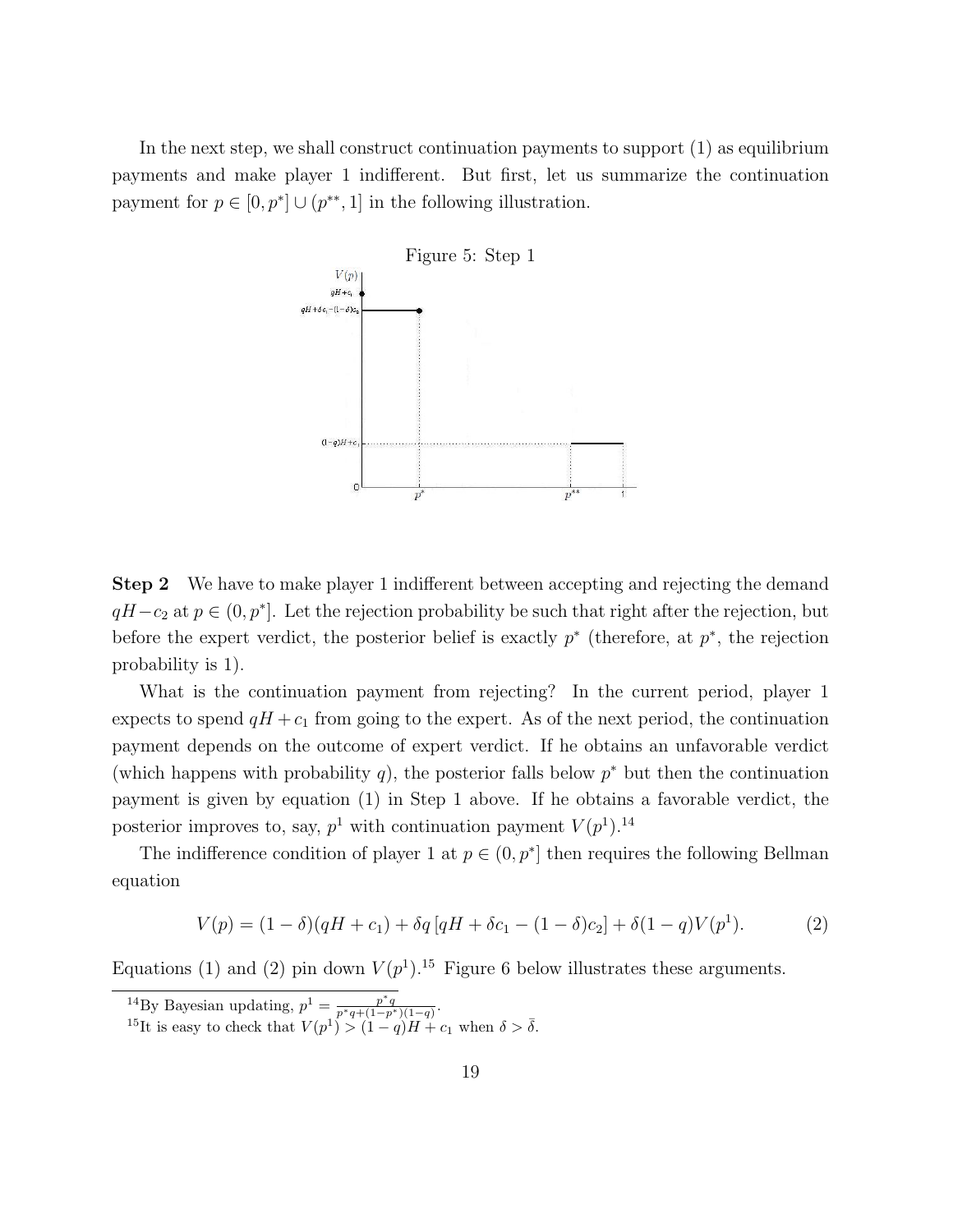In the next step, we shall construct continuation payments to support (1) as equilibrium payments and make player 1 indifferent. But first, let us summarize the continuation payment for $p \in [0, p^*] \cup (p^{**}, 1]$ in the following illustration.

Figure 5: Step 1

**Step 2** We have to make player 1 indifferent between accepting and rejecting the demand $qH - c_2$ at $p \in (0, p^*]$. Let the rejection probability be such that right after the rejection, but before the expert verdict, the posterior belief is exactly $p^*$ (therefore, at $p^*$, the rejection probability is 1).

What is the continuation payment from rejecting? In the current period, player 1 expects to spend $qH + c_1$ from going to the expert. As of the next period, the continuation payment depends on the outcome of expert verdict. If he obtains an unfavorable verdict (which happens with probability $q$), the posterior falls below $p^*$ but then the continuation payment is given by equation (1) in Step 1 above. If he obtains a favorable verdict, the posterior improves to, say, $p^1$ with continuation payment $V(p^1)$.[14]

The indifference condition of player 1 at $p \in (0, p^*]$ then requires the following Bellman equation

$$V(p) = (1-\delta)(qH + c_1) + \delta q \left[ qH + \delta c_1 - (1-\delta)c_2 \right] + \delta(1-q)V(p^1). \qquad (2)$$

Equations (1) and (2) pin down $V(p^1)$.[15] Figure 6 below illustrates these arguments.

[14] By Bayesian updating, $p^1 = \frac{p^* q}{p^* q + (1-p^*)(1-q)}$.

[15] It is easy to check that $V(p^1) > (1-q)H + c_1$ when $\delta > \bar{\delta}$.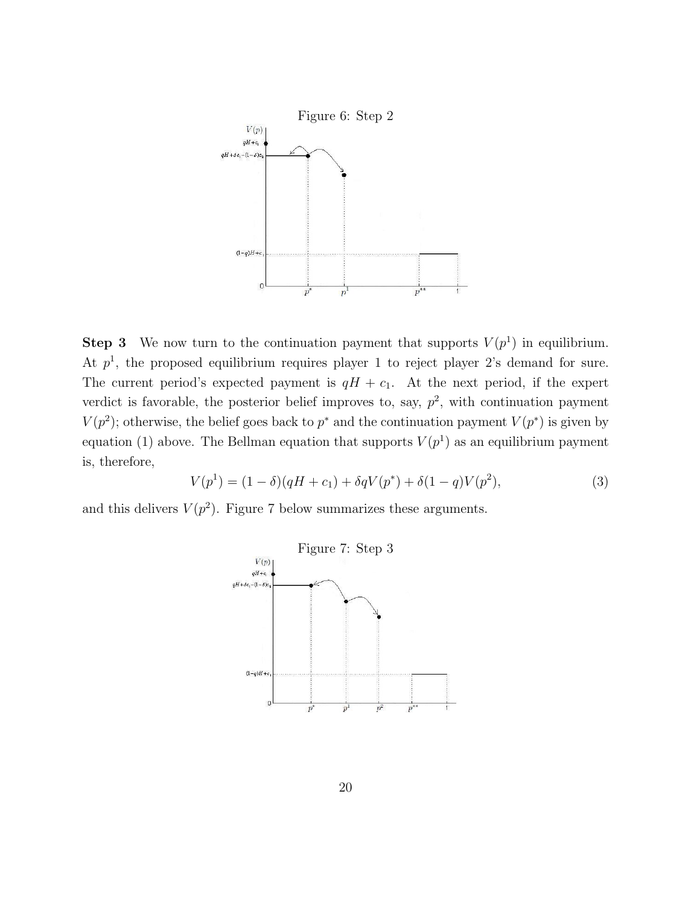Figure 6: Step 2

**Step 3** We now turn to the continuation payment that supports $V(p^1)$ in equilibrium. At $p^1$, the proposed equilibrium requires player 1 to reject player 2's demand for sure. The current period's expected payment is $qH + c_1$. At the next period, if the expert verdict is favorable, the posterior belief improves to, say, $p^2$, with continuation payment $V(p^2)$; otherwise, the belief goes back to $p^*$ and the continuation payment $V(p^*)$ is given by equation (1) above. The Bellman equation that supports $V(p^1)$ as an equilibrium payment is, therefore,

$$V(p^1) = (1-\delta)(qH + c_1) + \delta q V(p^*) + \delta(1-q)V(p^2), \tag{3}$$

and this delivers $V(p^2)$. Figure 7 below summarizes these arguments.

Figure 7: Step 3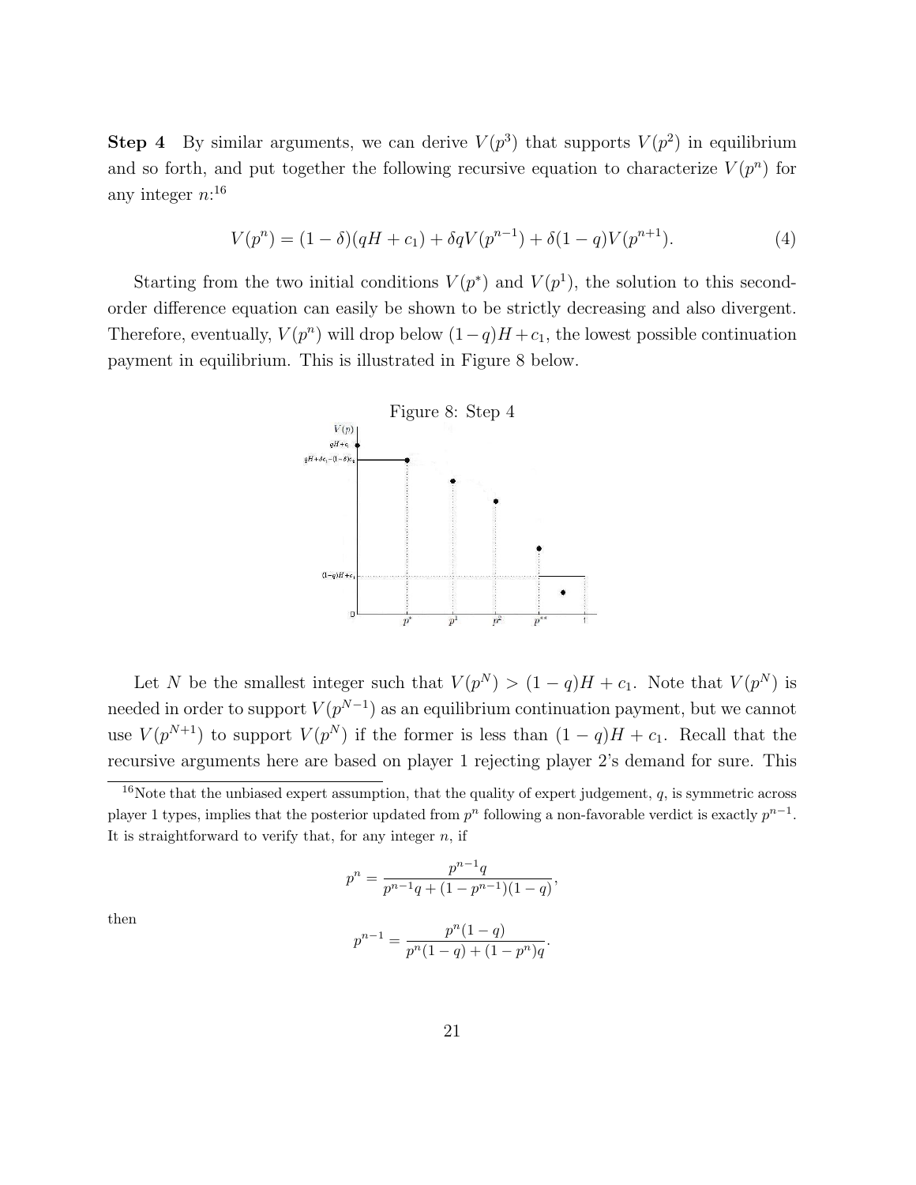**Step 4** By similar arguments, we can derive $V(p^3)$ that supports $V(p^2)$ in equilibrium and so forth, and put together the following recursive equation to characterize $V(p^n)$ for any integer $n$:[16]

$$V(p^n) = (1-\delta)(qH + c_1) + \delta q V(p^{n-1}) + \delta(1-q)V(p^{n+1}). \tag{4}$$

Starting from the two initial conditions $V(p^*)$ and $V(p^1)$, the solution to this second-order difference equation can easily be shown to be strictly decreasing and also divergent. Therefore, eventually, $V(p^n)$ will drop below $(1-q)H + c_1$, the lowest possible continuation payment in equilibrium. This is illustrated in Figure 8 below.

Figure 8: Step 4

Let $N$ be the smallest integer such that $V(p^N) > (1-q)H + c_1$. Note that $V(p^N)$ is needed in order to support $V(p^{N-1})$ as an equilibrium continuation payment, but we cannot use $V(p^{N+1})$ to support $V(p^N)$ if the former is less than $(1-q)H + c_1$. Recall that the recursive arguments here are based on player 1 rejecting player 2's demand for sure. This

[16] Note that the unbiased expert assumption, that the quality of expert judgement, $q$, is symmetric across player 1 types, implies that the posterior updated from $p^n$ following a non-favorable verdict is exactly $p^{n-1}$. It is straightforward to verify that, for any integer $n$, if

$$p^n = \frac{p^{n-1}q}{p^{n-1}q + (1-p^{n-1})(1-q)},$$

then

$$p^{n-1} = \frac{p^n(1-q)}{p^n(1-q) + (1-p^n)q}.$$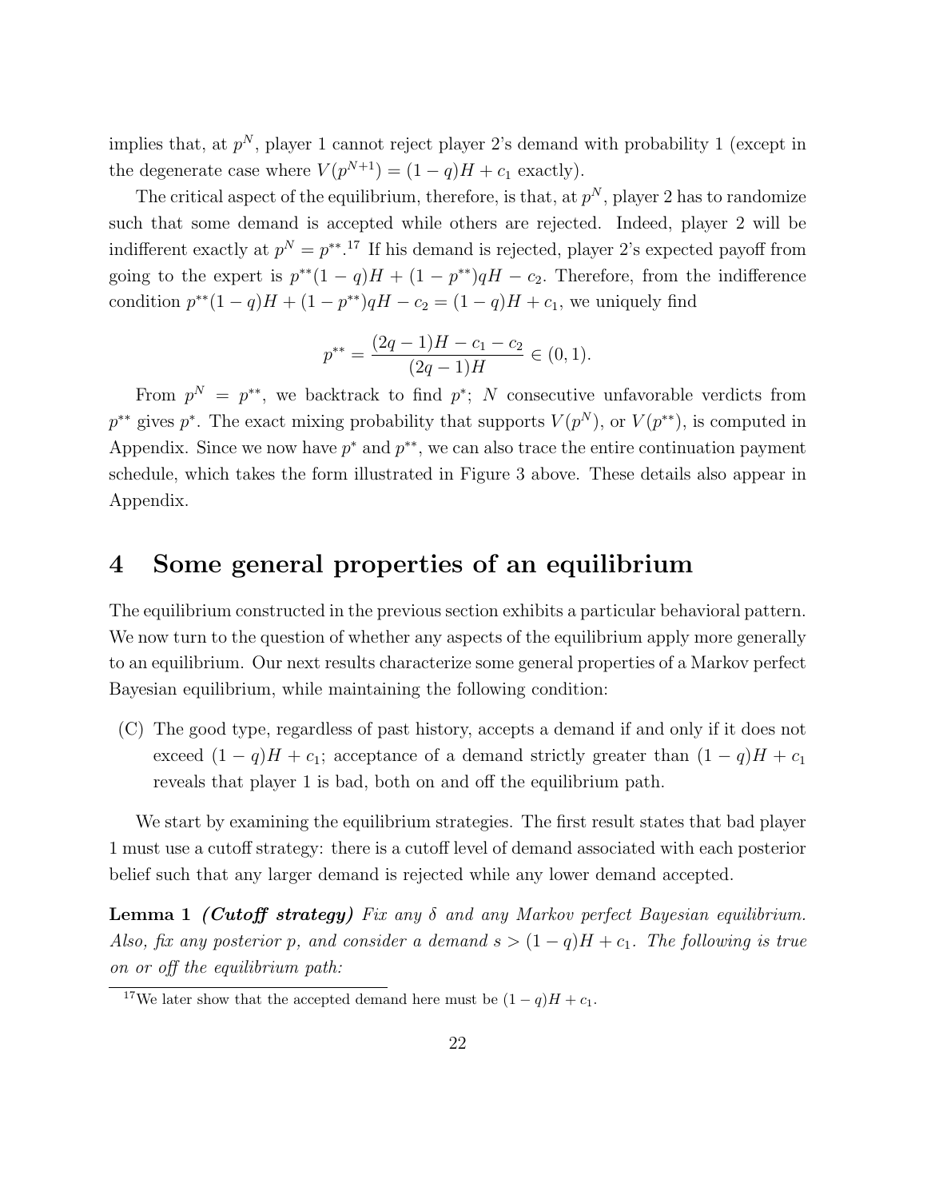implies that, at $p^N$, player 1 cannot reject player 2's demand with probability 1 (except in the degenerate case where $V(p^{N+1}) = (1-q)H + c_1$ exactly).

The critical aspect of the equilibrium, therefore, is that, at $p^N$, player 2 has to randomize such that some demand is accepted while others are rejected. Indeed, player 2 will be indifferent exactly at $p^N = p^{**}$.[17] If his demand is rejected, player 2's expected payoff from going to the expert is $p^{**}(1-q)H + (1-p^{**})qH - c_2$. Therefore, from the indifference condition $p^{**}(1-q)H + (1-p^{**})qH - c_2 = (1-q)H + c_1$, we uniquely find

$$p^{**} = \frac{(2q-1)H - c_1 - c_2}{(2q-1)H} \in (0, 1).$$

From $p^N = p^{**}$, we backtrack to find $p^*$; $N$ consecutive unfavorable verdicts from $p^{**}$ gives $p^*$. The exact mixing probability that supports $V(p^N)$, or $V(p^{**})$, is computed in Appendix. Since we now have $p^*$ and $p^{**}$, we can also trace the entire continuation payment schedule, which takes the form illustrated in Figure 3 above. These details also appear in Appendix.

# 4 Some general properties of an equilibrium

The equilibrium constructed in the previous section exhibits a particular behavioral pattern. We now turn to the question of whether any aspects of the equilibrium apply more generally to an equilibrium. Our next results characterize some general properties of a Markov perfect Bayesian equilibrium, while maintaining the following condition:

(C) The good type, regardless of past history, accepts a demand if and only if it does not exceed $(1-q)H + c_1$; acceptance of a demand strictly greater than $(1-q)H + c_1$ reveals that player 1 is bad, both on and off the equilibrium path.

We start by examining the equilibrium strategies. The first result states that bad player 1 must use a cutoff strategy: there is a cutoff level of demand associated with each posterior belief such that any larger demand is rejected while any lower demand accepted.

**Lemma 1** ***(Cutoff strategy)*** *Fix any $\delta$ and any Markov perfect Bayesian equilibrium. Also, fix any posterior $p$, and consider a demand $s > (1-q)H + c_1$. The following is true on or off the equilibrium path:*

[17] We later show that the accepted demand here must be $(1-q)H + c_1$.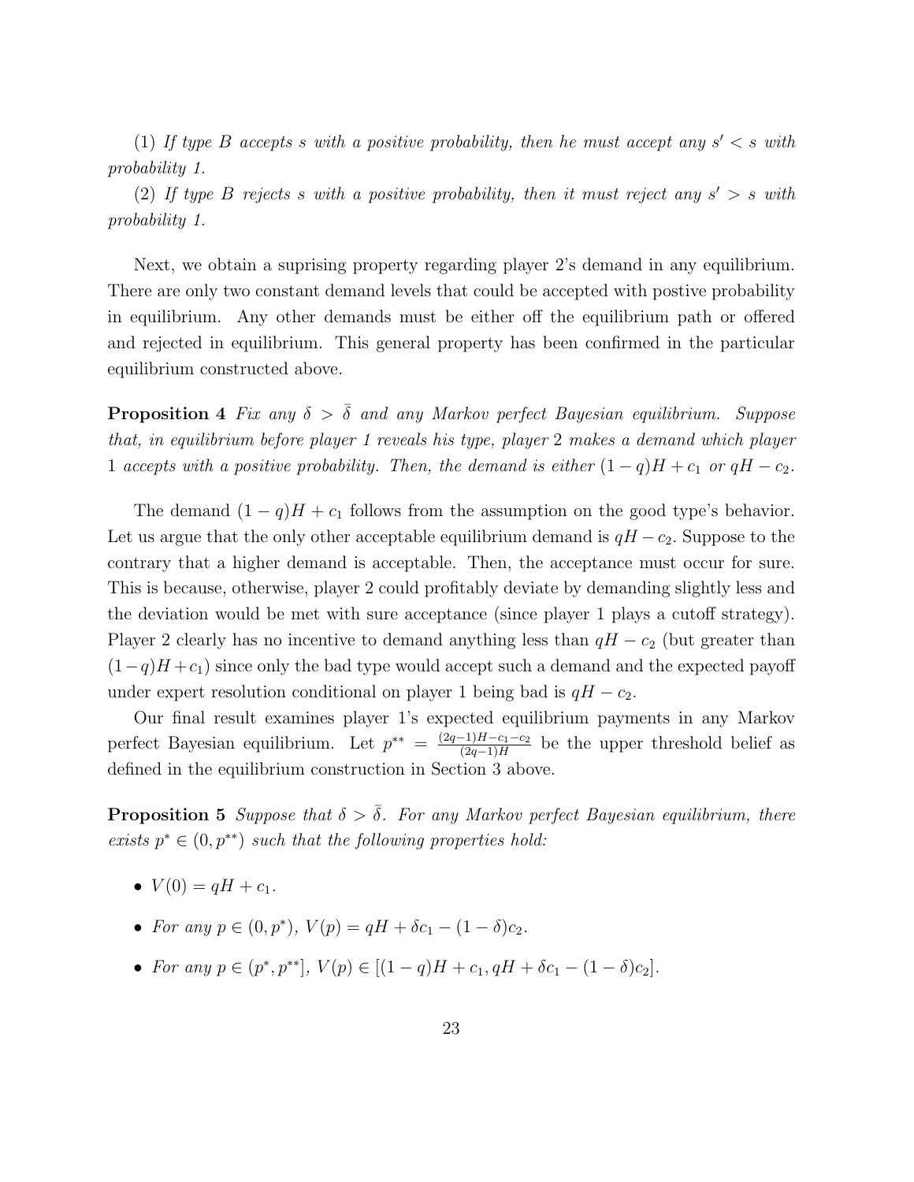(1) *If type B accepts s with a positive probability, then he must accept any $s' < s$ with probability 1.*

(2) *If type B rejects s with a positive probability, then it must reject any $s' > s$ with probability 1.*

Next, we obtain a suprising property regarding player 2's demand in any equilibrium. There are only two constant demand levels that could be accepted with postive probability in equilibrium. Any other demands must be either off the equilibrium path or offered and rejected in equilibrium. This general property has been confirmed in the particular equilibrium constructed above.

**Proposition 4** *Fix any $\delta > \bar{\delta}$ and any Markov perfect Bayesian equilibrium. Suppose that, in equilibrium before player 1 reveals his type, player 2 makes a demand which player 1 accepts with a positive probability. Then, the demand is either $(1-q)H + c_1$ or $qH - c_2$.*

The demand $(1-q)H + c_1$ follows from the assumption on the good type's behavior. Let us argue that the only other acceptable equilibrium demand is $qH - c_2$. Suppose to the contrary that a higher demand is acceptable. Then, the acceptance must occur for sure. This is because, otherwise, player 2 could profitably deviate by demanding slightly less and the deviation would be met with sure acceptance (since player 1 plays a cutoff strategy). Player 2 clearly has no incentive to demand anything less than $qH - c_2$ (but greater than $(1-q)H + c_1$) since only the bad type would accept such a demand and the expected payoff under expert resolution conditional on player 1 being bad is $qH - c_2$.

Our final result examines player 1's expected equilibrium payments in any Markov perfect Bayesian equilibrium. Let $p^{**} = \frac{(2q-1)H - c_1 - c_2}{(2q-1)H}$ be the upper threshold belief as defined in the equilibrium construction in Section 3 above.

**Proposition 5** *Suppose that $\delta > \bar{\delta}$. For any Markov perfect Bayesian equilibrium, there exists $p^* \in (0, p^{**})$ such that the following properties hold:*

- $V(0) = qH + c_1$.
- *For any $p \in (0, p^*)$, $V(p) = qH + \delta c_1 - (1-\delta)c_2$.*
- *For any $p \in (p^*, p^{**}]$, $V(p) \in [(1-q)H + c_1, qH + \delta c_1 - (1-\delta)c_2]$.*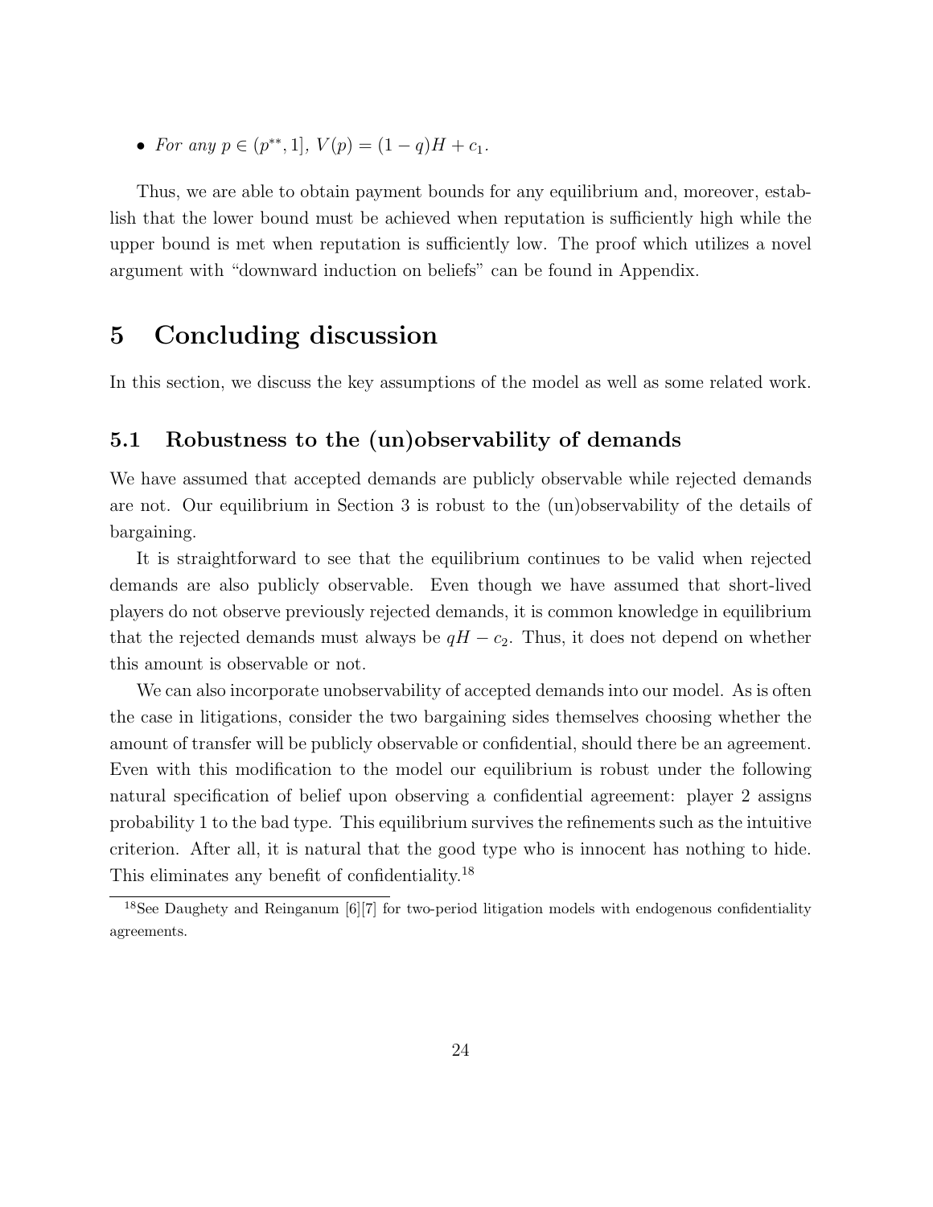- *For any* $p \in (p^{**}, 1]$, $V(p) = (1-q)H + c_1$.

Thus, we are able to obtain payment bounds for any equilibrium and, moreover, establish that the lower bound must be achieved when reputation is sufficiently high while the upper bound is met when reputation is sufficiently low. The proof which utilizes a novel argument with "downward induction on beliefs" can be found in Appendix.

# 5 Concluding discussion

In this section, we discuss the key assumptions of the model as well as some related work.

## 5.1 Robustness to the (un)observability of demands

We have assumed that accepted demands are publicly observable while rejected demands are not. Our equilibrium in Section 3 is robust to the (un)observability of the details of bargaining.

It is straightforward to see that the equilibrium continues to be valid when rejected demands are also publicly observable. Even though we have assumed that short-lived players do not observe previously rejected demands, it is common knowledge in equilibrium that the rejected demands must always be $qH - c_2$. Thus, it does not depend on whether this amount is observable or not.

We can also incorporate unobservability of accepted demands into our model. As is often the case in litigations, consider the two bargaining sides themselves choosing whether the amount of transfer will be publicly observable or confidential, should there be an agreement. Even with this modification to the model our equilibrium is robust under the following natural specification of belief upon observing a confidential agreement: player 2 assigns probability 1 to the bad type. This equilibrium survives the refinements such as the intuitive criterion. After all, it is natural that the good type who is innocent has nothing to hide. This eliminates any benefit of confidentiality.[18]

[18] See Daughety and Reinganum [6][7] for two-period litigation models with endogenous confidentiality agreements.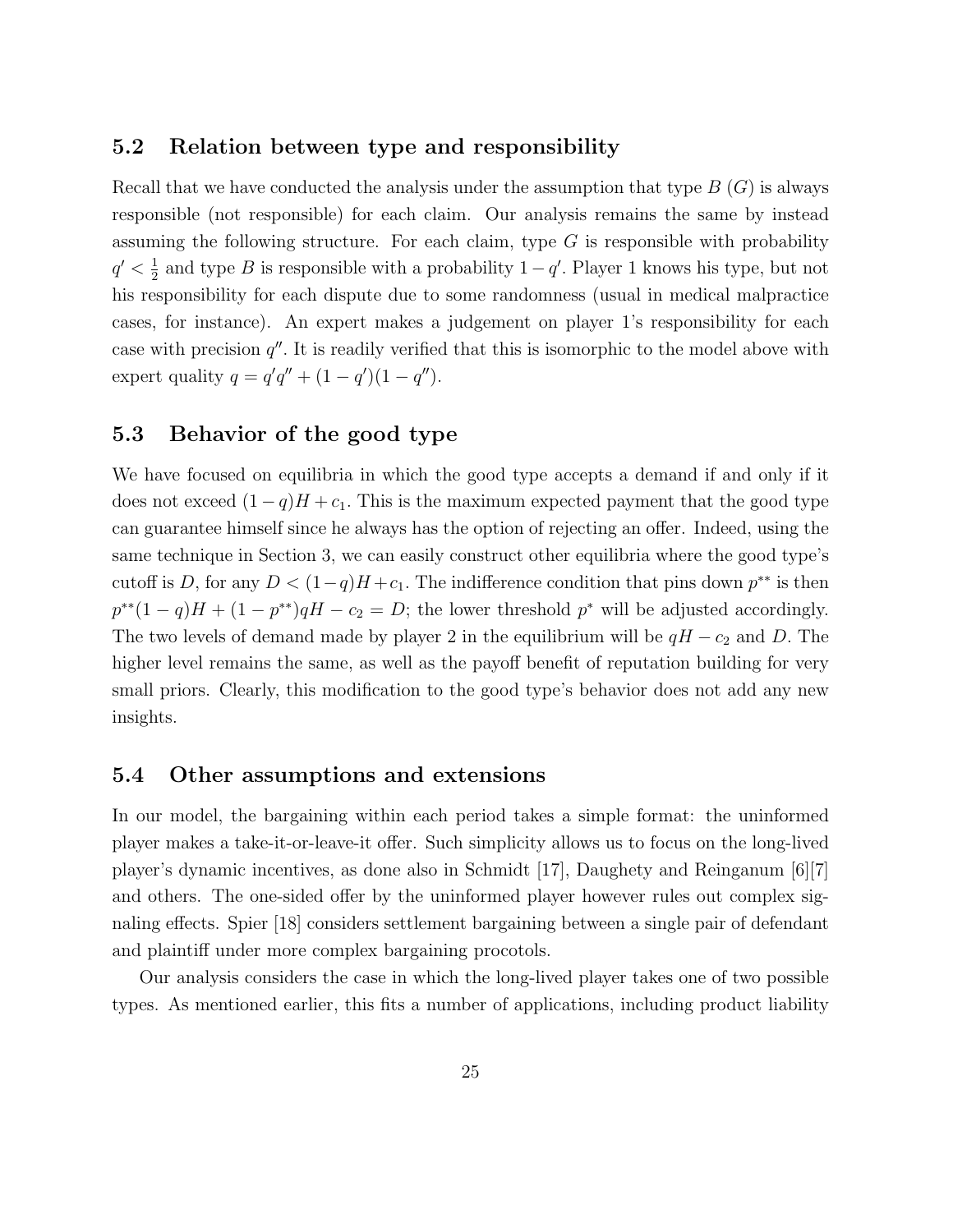### 5.2 Relation between type and responsibility

Recall that we have conducted the analysis under the assumption that type $B$ ($G$) is always responsible (not responsible) for each claim. Our analysis remains the same by instead assuming the following structure. For each claim, type $G$ is responsible with probability $q' < \frac{1}{2}$ and type $B$ is responsible with a probability $1 - q'$. Player 1 knows his type, but not his responsibility for each dispute due to some randomness (usual in medical malpractice cases, for instance). An expert makes a judgement on player 1's responsibility for each case with precision $q''$. It is readily verified that this is isomorphic to the model above with expert quality $q = q'q'' + (1 - q')(1 - q'')$.

### 5.3 Behavior of the good type

We have focused on equilibria in which the good type accepts a demand if and only if it does not exceed $(1 - q)H + c_1$. This is the maximum expected payment that the good type can guarantee himself since he always has the option of rejecting an offer. Indeed, using the same technique in Section 3, we can easily construct other equilibria where the good type's cutoff is $D$, for any $D < (1 - q)H + c_1$. The indifference condition that pins down $p^{**}$ is then $p^{**}(1 - q)H + (1 - p^{**})qH - c_2 = D$; the lower threshold $p^*$ will be adjusted accordingly. The two levels of demand made by player 2 in the equilibrium will be $qH - c_2$ and $D$. The higher level remains the same, as well as the payoff benefit of reputation building for very small priors. Clearly, this modification to the good type's behavior does not add any new insights.

### 5.4 Other assumptions and extensions

In our model, the bargaining within each period takes a simple format: the uninformed player makes a take-it-or-leave-it offer. Such simplicity allows us to focus on the long-lived player's dynamic incentives, as done also in Schmidt [17], Daughety and Reinganum [6][7] and others. The one-sided offer by the uninformed player however rules out complex signaling effects. Spier [18] considers settlement bargaining between a single pair of defendant and plaintiff under more complex bargaining procotols.

Our analysis considers the case in which the long-lived player takes one of two possible types. As mentioned earlier, this fits a number of applications, including product liability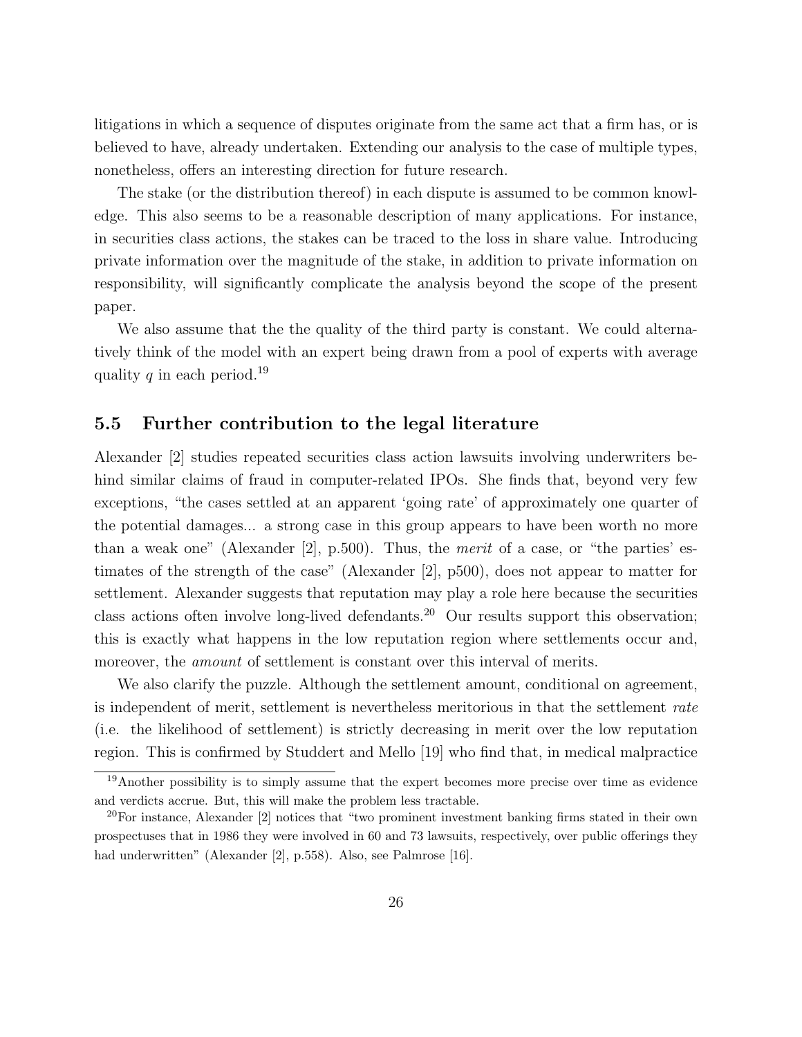litigations in which a sequence of disputes originate from the same act that a firm has, or is believed to have, already undertaken. Extending our analysis to the case of multiple types, nonetheless, offers an interesting direction for future research.

The stake (or the distribution thereof) in each dispute is assumed to be common knowledge. This also seems to be a reasonable description of many applications. For instance, in securities class actions, the stakes can be traced to the loss in share value. Introducing private information over the magnitude of the stake, in addition to private information on responsibility, will significantly complicate the analysis beyond the scope of the present paper.

We also assume that the the quality of the third party is constant. We could alternatively think of the model with an expert being drawn from a pool of experts with average quality $q$ in each period.[19]

## 5.5 Further contribution to the legal literature

Alexander [2] studies repeated securities class action lawsuits involving underwriters behind similar claims of fraud in computer-related IPOs. She finds that, beyond very few exceptions, "the cases settled at an apparent 'going rate' of approximately one quarter of the potential damages... a strong case in this group appears to have been worth no more than a weak one" (Alexander [2], p.500). Thus, the *merit* of a case, or "the parties' estimates of the strength of the case" (Alexander [2], p500), does not appear to matter for settlement. Alexander suggests that reputation may play a role here because the securities class actions often involve long-lived defendants.[20] Our results support this observation; this is exactly what happens in the low reputation region where settlements occur and, moreover, the *amount* of settlement is constant over this interval of merits.

We also clarify the puzzle. Although the settlement amount, conditional on agreement, is independent of merit, settlement is nevertheless meritorious in that the settlement *rate* (i.e. the likelihood of settlement) is strictly decreasing in merit over the low reputation region. This is confirmed by Studdert and Mello [19] who find that, in medical malpractice

[19] Another possibility is to simply assume that the expert becomes more precise over time as evidence and verdicts accrue. But, this will make the problem less tractable.

[20] For instance, Alexander [2] notices that "two prominent investment banking firms stated in their own prospectuses that in 1986 they were involved in 60 and 73 lawsuits, respectively, over public offerings they had underwritten" (Alexander [2], p.558). Also, see Palmrose [16].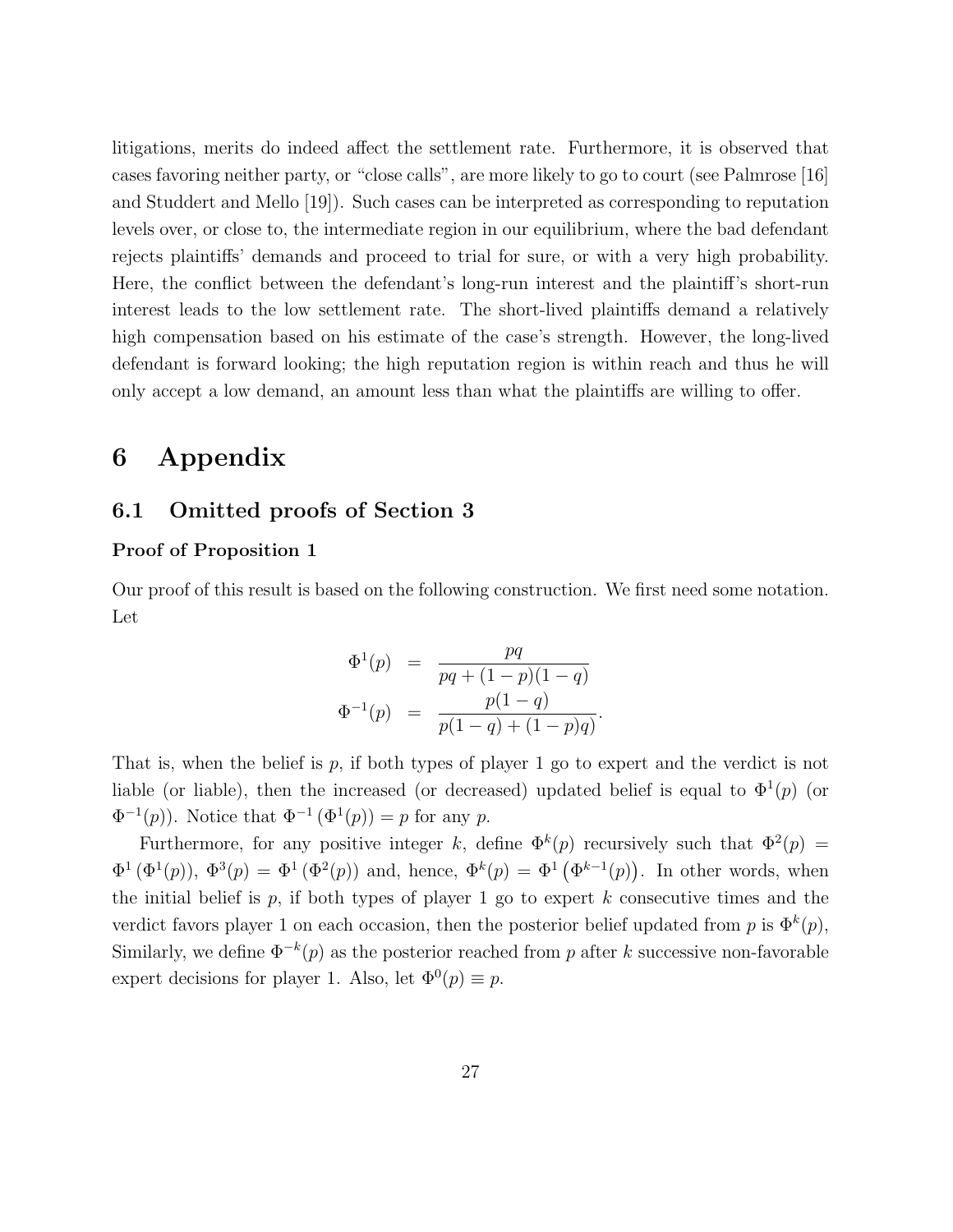litigations, merits do indeed affect the settlement rate. Furthermore, it is observed that cases favoring neither party, or "close calls", are more likely to go to court (see Palmrose [16] and Studdert and Mello [19]). Such cases can be interpreted as corresponding to reputation levels over, or close to, the intermediate region in our equilibrium, where the bad defendant rejects plaintiffs' demands and proceed to trial for sure, or with a very high probability. Here, the conflict between the defendant's long-run interest and the plaintiff's short-run interest leads to the low settlement rate. The short-lived plaintiffs demand a relatively high compensation based on his estimate of the case's strength. However, the long-lived defendant is forward looking; the high reputation region is within reach and thus he will only accept a low demand, an amount less than what the plaintiffs are willing to offer.

# 6 Appendix

## 6.1 Omitted proofs of Section 3

### Proof of Proposition 1

Our proof of this result is based on the following construction. We first need some notation. Let

$$
\begin{aligned}
\Phi^1(p) &= \frac{pq}{pq + (1-p)(1-q)} \\
\Phi^{-1}(p) &= \frac{p(1-q)}{p(1-q) + (1-p)q}.
\end{aligned}
$$

That is, when the belief is $p$, if both types of player 1 go to expert and the verdict is not liable (or liable), then the increased (or decreased) updated belief is equal to $\Phi^1(p)$ (or $\Phi^{-1}(p)$). Notice that $\Phi^{-1}\left(\Phi^1(p)\right) = p$ for any $p$.

Furthermore, for any positive integer $k$, define $\Phi^k(p)$ recursively such that $\Phi^2(p) = \Phi^1\left(\Phi^1(p)\right)$, $\Phi^3(p) = \Phi^1\left(\Phi^2(p)\right)$ and, hence, $\Phi^k(p) = \Phi^1\left(\Phi^{k-1}(p)\right)$. In other words, when the initial belief is $p$, if both types of player 1 go to expert $k$ consecutive times and the verdict favors player 1 on each occasion, then the posterior belief updated from $p$ is $\Phi^k(p)$, Similarly, we define $\Phi^{-k}(p)$ as the posterior reached from $p$ after $k$ successive non-favorable expert decisions for player 1. Also, let $\Phi^0(p) \equiv p$.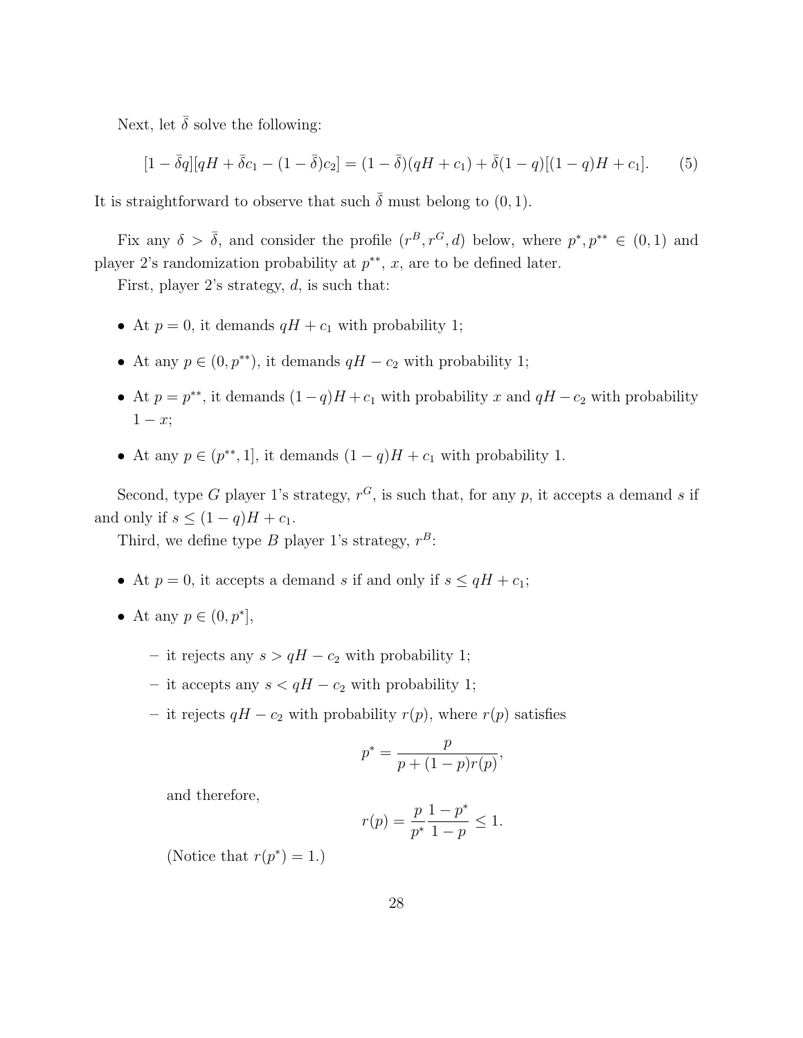Next, let $\bar{\delta}$ solve the following:

$$[1 - \bar{\delta}q][qH + \bar{\delta}c_1 - (1 - \bar{\delta})c_2] = (1 - \bar{\delta})(qH + c_1) + \bar{\delta}(1 - q)[(1 - q)H + c_1]. \tag{5}$$

It is straightforward to observe that such $\bar{\delta}$ must belong to $(0, 1)$.

Fix any $\delta > \bar{\delta}$, and consider the profile $(r^B, r^G, d)$ below, where $p^*, p^{**} \in (0, 1)$ and player 2's randomization probability at $p^{**}$, $x$, are to be defined later.

First, player 2's strategy, $d$, is such that:

- At $p = 0$, it demands $qH + c_1$ with probability 1;
- At any $p \in (0, p^{**})$, it demands $qH - c_2$ with probability 1;
- At $p = p^{**}$, it demands $(1 - q)H + c_1$ with probability $x$ and $qH - c_2$ with probability $1 - x$;
- At any $p \in (p^{**}, 1]$, it demands $(1 - q)H + c_1$ with probability 1.

Second, type $G$ player 1's strategy, $r^G$, is such that, for any $p$, it accepts a demand $s$ if and only if $s \leq (1 - q)H + c_1$.

Third, we define type $B$ player 1's strategy, $r^B$:

- At $p = 0$, it accepts a demand $s$ if and only if $s \leq qH + c_1$;
- At any $p \in (0, p^*]$,
  - it rejects any $s > qH - c_2$ with probability 1;
  - it accepts any $s < qH - c_2$ with probability 1;
  - it rejects $qH - c_2$ with probability $r(p)$, where $r(p)$ satisfies

    $$p^* = \frac{p}{p + (1 - p)r(p)},$$

    and therefore,

    $$r(p) = \frac{p}{p^*}\frac{1 - p^*}{1 - p} \leq 1.$$

    (Notice that $r(p^*) = 1$.)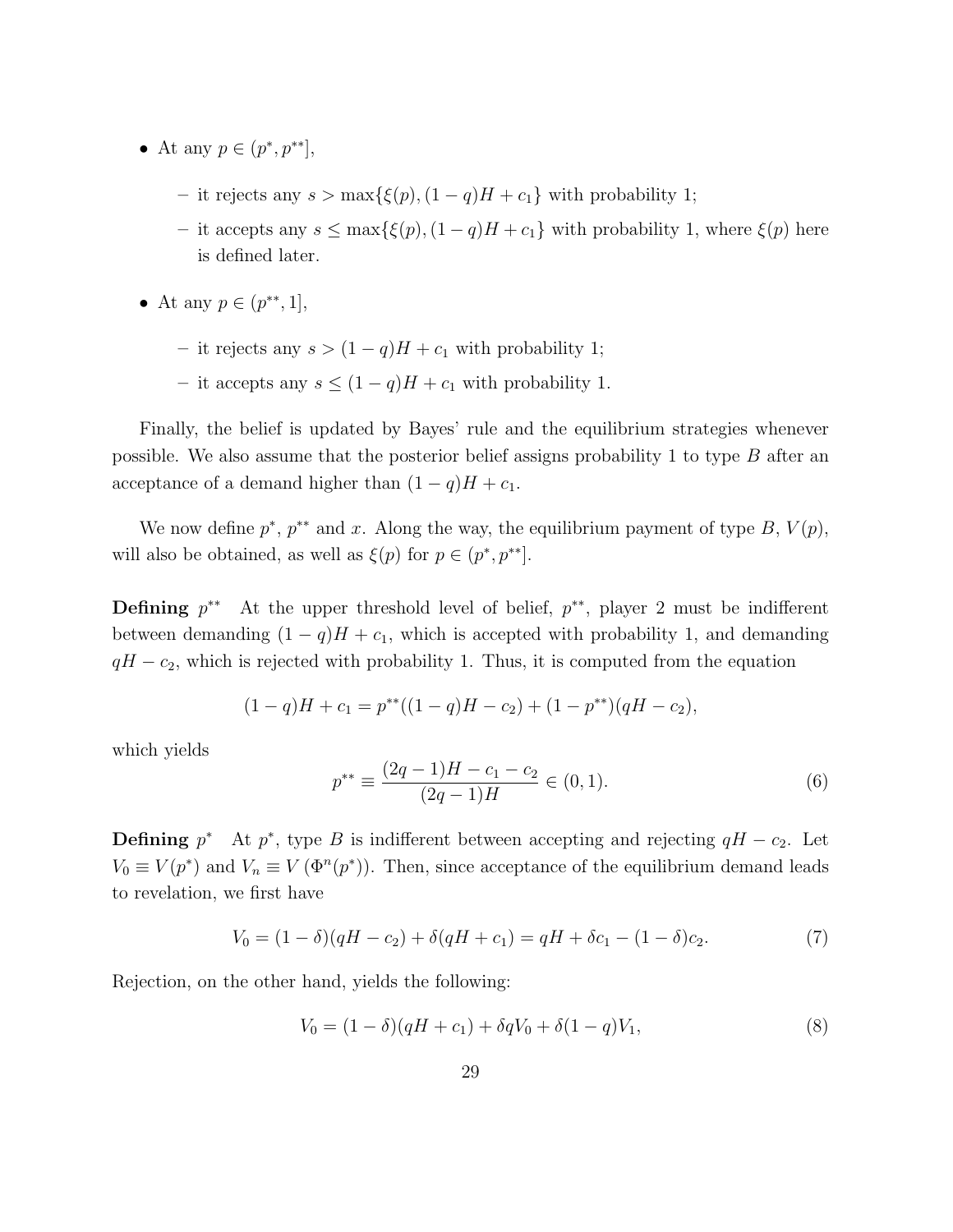- At any $p \in (p^*, p^{**}]$,
  - it rejects any $s > \max\{\xi(p), (1-q)H + c_1\}$ with probability 1;
  - it accepts any $s \leq \max\{\xi(p), (1-q)H + c_1\}$ with probability 1, where $\xi(p)$ here is defined later.
- At any $p \in (p^{**}, 1]$,
  - it rejects any $s > (1-q)H + c_1$ with probability 1;
  - it accepts any $s \leq (1-q)H + c_1$ with probability 1.

Finally, the belief is updated by Bayes' rule and the equilibrium strategies whenever possible. We also assume that the posterior belief assigns probability 1 to type $B$ after an acceptance of a demand higher than $(1-q)H + c_1$.

We now define $p^*$, $p^{**}$ and $x$. Along the way, the equilibrium payment of type $B$, $V(p)$, will also be obtained, as well as $\xi(p)$ for $p \in (p^*, p^{**}]$.

**Defining $p^{**}$** At the upper threshold level of belief, $p^{**}$, player 2 must be indifferent between demanding $(1-q)H + c_1$, which is accepted with probability 1, and demanding $qH - c_2$, which is rejected with probability 1. Thus, it is computed from the equation

$$(1-q)H + c_1 = p^{**}((1-q)H - c_2) + (1-p^{**})(qH - c_2),$$

which yields

$$p^{**} \equiv \frac{(2q-1)H - c_1 - c_2}{(2q-1)H} \in (0, 1). \tag{6}$$

**Defining $p^*$** At $p^*$, type $B$ is indifferent between accepting and rejecting $qH - c_2$. Let $V_0 \equiv V(p^*)$ and $V_n \equiv V(\Phi^n(p^*))$. Then, since acceptance of the equilibrium demand leads to revelation, we first have

$$V_0 = (1-\delta)(qH - c_2) + \delta(qH + c_1) = qH + \delta c_1 - (1-\delta)c_2. \tag{7}$$

Rejection, on the other hand, yields the following:

$$V_0 = (1-\delta)(qH + c_1) + \delta q V_0 + \delta(1-q)V_1, \tag{8}$$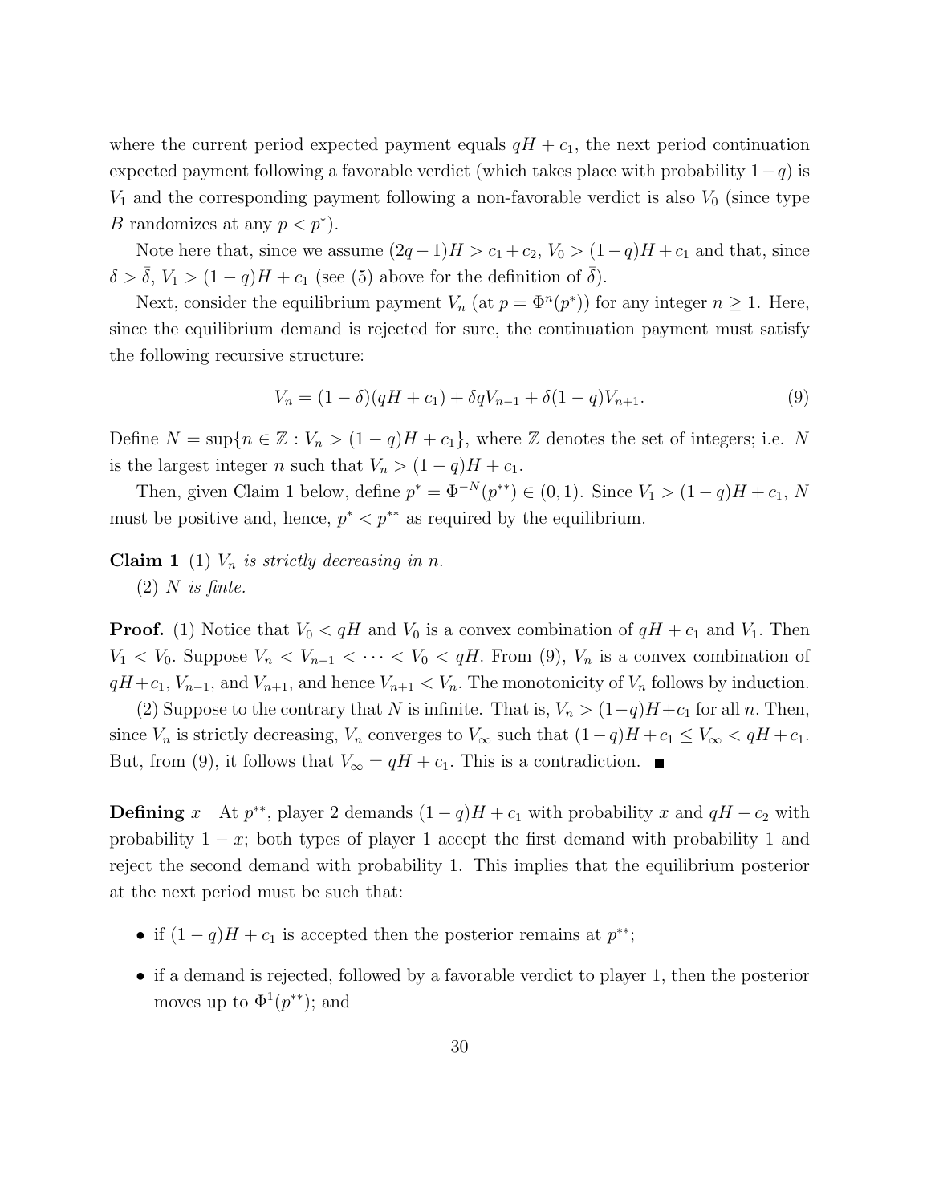where the current period expected payment equals $qH + c_1$, the next period continuation expected payment following a favorable verdict (which takes place with probability $1-q$) is $V_1$ and the corresponding payment following a non-favorable verdict is also $V_0$ (since type $B$ randomizes at any $p < p^*$).

Note here that, since we assume $(2q-1)H > c_1 + c_2$, $V_0 > (1-q)H + c_1$ and that, since $\delta > \bar{\delta}$, $V_1 > (1-q)H + c_1$ (see (5) above for the definition of $\bar{\delta}$).

Next, consider the equilibrium payment $V_n$ (at $p = \Phi^n(p^*)$) for any integer $n \geq 1$. Here, since the equilibrium demand is rejected for sure, the continuation payment must satisfy the following recursive structure:

$$V_n = (1-\delta)(qH + c_1) + \delta q V_{n-1} + \delta(1-q)V_{n+1}. \tag{9}$$

Define $N = \sup\{n \in \mathbb{Z} : V_n > (1-q)H + c_1\}$, where $\mathbb{Z}$ denotes the set of integers; i.e. $N$ is the largest integer $n$ such that $V_n > (1-q)H + c_1$.

Then, given Claim 1 below, define $p^* = \Phi^{-N}(p^{**}) \in (0,1)$. Since $V_1 > (1-q)H + c_1$, $N$ must be positive and, hence, $p^* < p^{**}$ as required by the equilibrium.

**Claim 1** (1) *$V_n$ is strictly decreasing in $n$.*

(2) *$N$ is finte.*

**Proof.** (1) Notice that $V_0 < qH$ and $V_0$ is a convex combination of $qH + c_1$ and $V_1$. Then $V_1 < V_0$. Suppose $V_n < V_{n-1} < \cdots < V_0 < qH$. From (9), $V_n$ is a convex combination of $qH + c_1$, $V_{n-1}$, and $V_{n+1}$, and hence $V_{n+1} < V_n$. The monotonicity of $V_n$ follows by induction.

(2) Suppose to the contrary that $N$ is infinite. That is, $V_n > (1-q)H + c_1$ for all $n$. Then, since $V_n$ is strictly decreasing, $V_n$ converges to $V_\infty$ such that $(1-q)H + c_1 \leq V_\infty < qH + c_1$. But, from (9), it follows that $V_\infty = qH + c_1$. This is a contradiction. ■

**Defining** $x$ At $p^{**}$, player 2 demands $(1-q)H + c_1$ with probability $x$ and $qH - c_2$ with probability $1-x$; both types of player 1 accept the first demand with probability 1 and reject the second demand with probability 1. This implies that the equilibrium posterior at the next period must be such that:

- if $(1-q)H + c_1$ is accepted then the posterior remains at $p^{**}$;
- if a demand is rejected, followed by a favorable verdict to player 1, then the posterior moves up to $\Phi^1(p^{**})$; and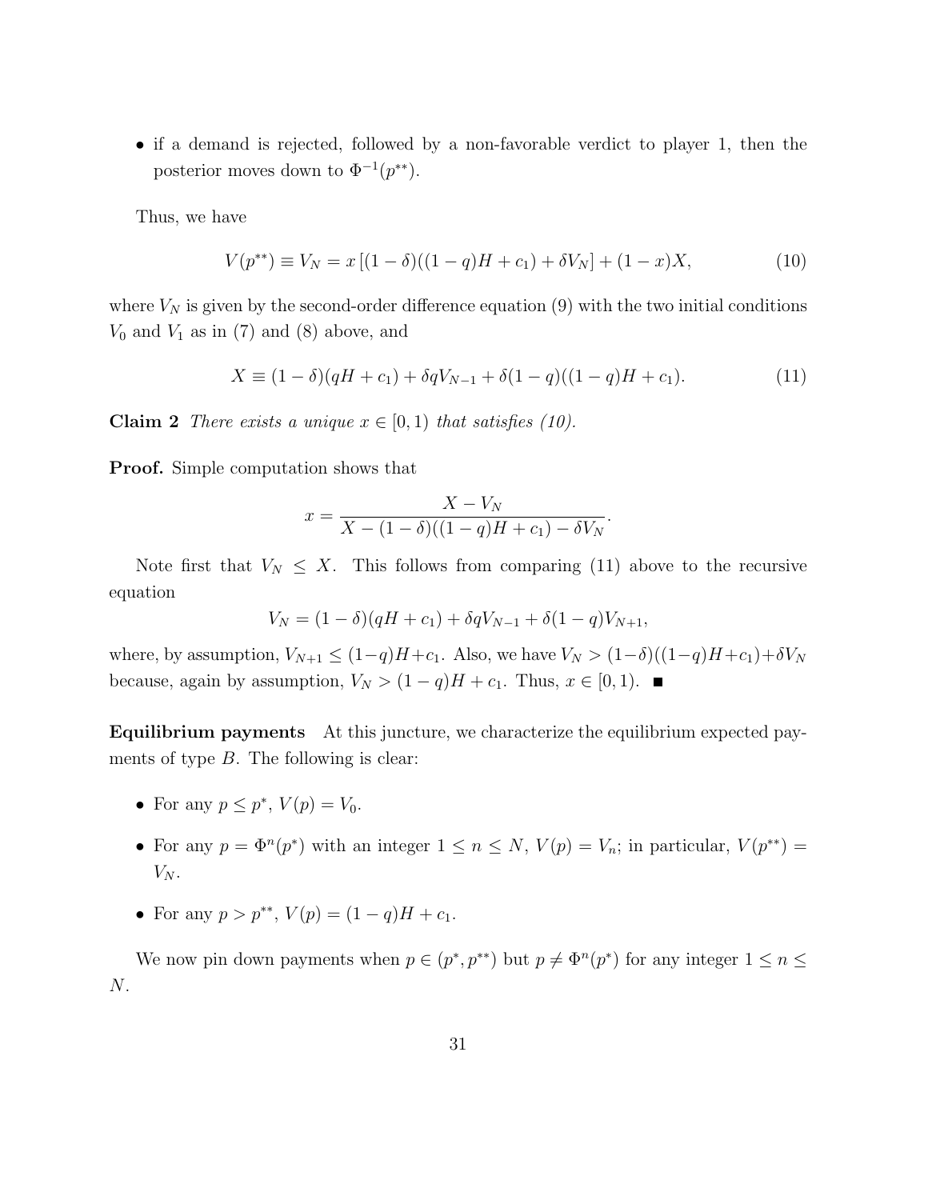- if a demand is rejected, followed by a non-favorable verdict to player 1, then the posterior moves down to $\Phi^{-1}(p^{**})$.

Thus, we have

$$V(p^{**}) \equiv V_N = x\left[(1-\delta)((1-q)H + c_1) + \delta V_N\right] + (1-x)X, \tag{10}$$

where $V_N$ is given by the second-order difference equation (9) with the two initial conditions $V_0$ and $V_1$ as in (7) and (8) above, and

$$X \equiv (1-\delta)(qH + c_1) + \delta q V_{N-1} + \delta(1-q)((1-q)H + c_1). \tag{11}$$

**Claim 2** *There exists a unique $x \in [0, 1)$ that satisfies (10).*

**Proof.** Simple computation shows that

$$x = \frac{X - V_N}{X - (1-\delta)((1-q)H + c_1) - \delta V_N}.$$

Note first that $V_N \leq X$. This follows from comparing (11) above to the recursive equation

$$V_N = (1-\delta)(qH + c_1) + \delta q V_{N-1} + \delta(1-q)V_{N+1},$$

where, by assumption, $V_{N+1} \leq (1-q)H + c_1$. Also, we have $V_N > (1-\delta)((1-q)H+c_1)+\delta V_N$ because, again by assumption, $V_N > (1-q)H + c_1$. Thus, $x \in [0, 1)$. ■

**Equilibrium payments** At this juncture, we characterize the equilibrium expected payments of type $B$. The following is clear:

- For any $p \leq p^*$, $V(p) = V_0$.
- For any $p = \Phi^n(p^*)$ with an integer $1 \leq n \leq N$, $V(p) = V_n$; in particular, $V(p^{**}) = V_N$.
- For any $p > p^{**}$, $V(p) = (1-q)H + c_1$.

We now pin down payments when $p \in (p^*, p^{**})$ but $p \neq \Phi^n(p^*)$ for any integer $1 \leq n \leq N$.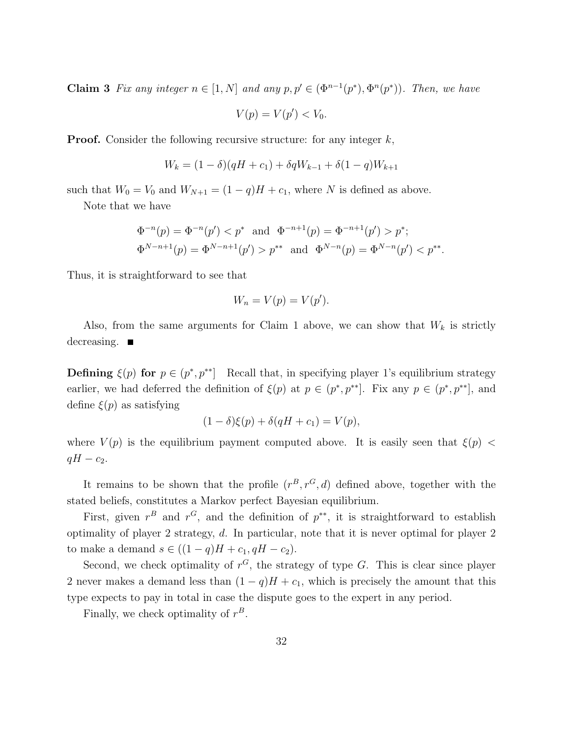**Claim 3** *Fix any integer $n \in [1, N]$ and any $p, p' \in (\Phi^{n-1}(p^*), \Phi^n(p^*))$. Then, we have*

$$V(p) = V(p') < V_0.$$

**Proof.** Consider the following recursive structure: for any integer $k$,

$$W_k = (1-\delta)(qH + c_1) + \delta q W_{k-1} + \delta(1-q)W_{k+1}$$

such that $W_0 = V_0$ and $W_{N+1} = (1-q)H + c_1$, where $N$ is defined as above.

Note that we have

$$\Phi^{-n}(p) = \Phi^{-n}(p') < p^* \text{ and } \Phi^{-n+1}(p) = \Phi^{-n+1}(p') > p^*;$$
$$\Phi^{N-n+1}(p) = \Phi^{N-n+1}(p') > p^{**} \text{ and } \Phi^{N-n}(p) = \Phi^{N-n}(p') < p^{**}.$$

Thus, it is straightforward to see that

$$W_n = V(p) = V(p').$$

Also, from the same arguments for Claim 1 above, we can show that $W_k$ is strictly decreasing. ■

**Defining $\xi(p)$ for $p \in (p^*, p^{**}]$** Recall that, in specifying player 1's equilibrium strategy earlier, we had deferred the definition of $\xi(p)$ at $p \in (p^*, p^{**}]$. Fix any $p \in (p^*, p^{**}]$, and define $\xi(p)$ as satisfying

$$(1-\delta)\xi(p) + \delta(qH + c_1) = V(p),$$

where $V(p)$ is the equilibrium payment computed above. It is easily seen that $\xi(p) < qH - c_2$.

It remains to be shown that the profile $(r^B, r^G, d)$ defined above, together with the stated beliefs, constitutes a Markov perfect Bayesian equilibrium.

First, given $r^B$ and $r^G$, and the definition of $p^{**}$, it is straightforward to establish optimality of player 2 strategy, $d$. In particular, note that it is never optimal for player 2 to make a demand $s \in ((1-q)H + c_1, qH - c_2)$.

Second, we check optimality of $r^G$, the strategy of type $G$. This is clear since player 2 never makes a demand less than $(1-q)H + c_1$, which is precisely the amount that this type expects to pay in total in case the dispute goes to the expert in any period.

Finally, we check optimality of $r^B$.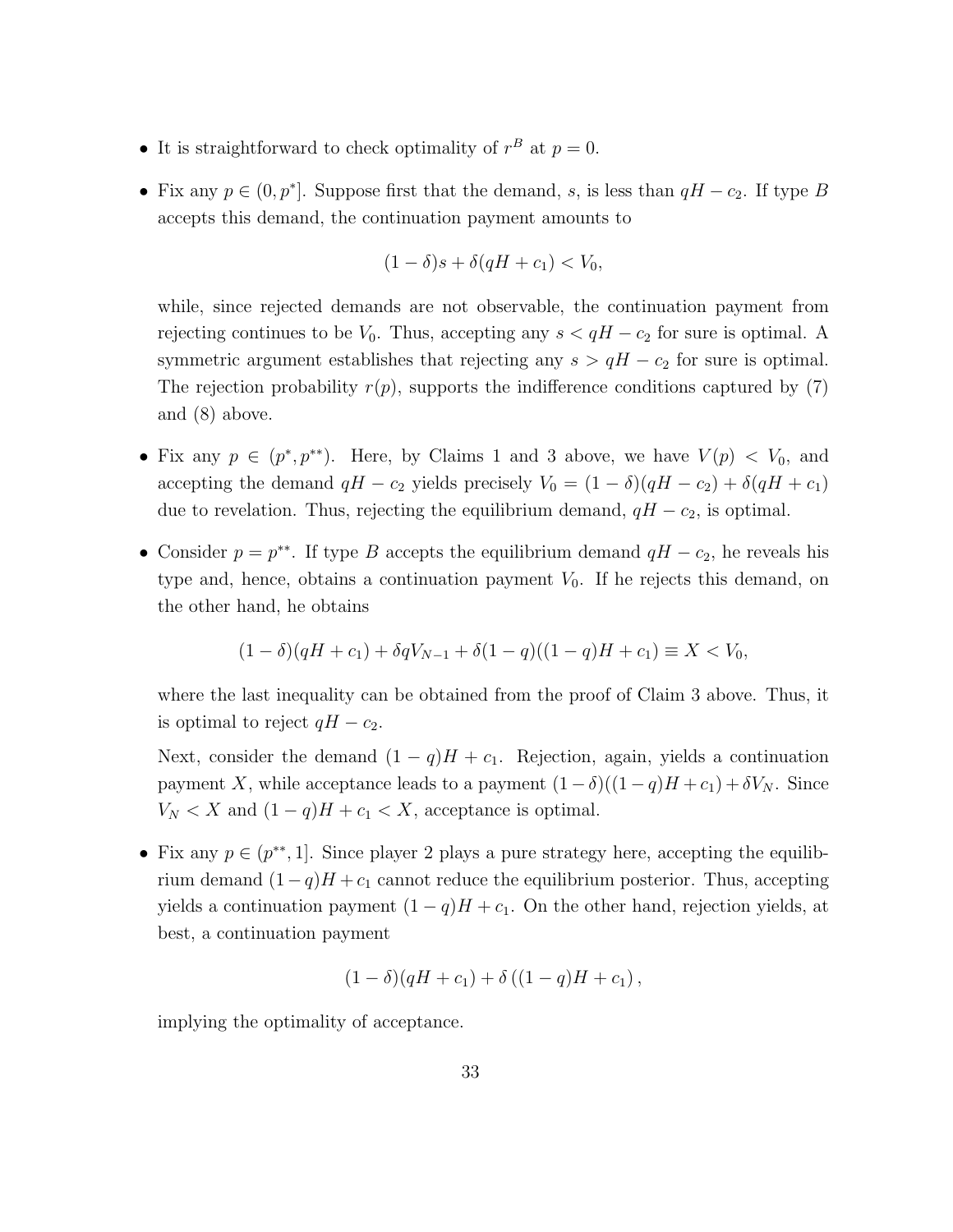- It is straightforward to check optimality of $r^B$ at $p = 0$.

- Fix any $p \in (0, p^*]$. Suppose first that the demand, $s$, is less than $qH - c_2$. If type $B$ accepts this demand, the continuation payment amounts to

$$(1 - \delta)s + \delta(qH + c_1) < V_0,$$

while, since rejected demands are not observable, the continuation payment from rejecting continues to be $V_0$. Thus, accepting any $s < qH - c_2$ for sure is optimal. A symmetric argument establishes that rejecting any $s > qH - c_2$ for sure is optimal. The rejection probability $r(p)$, supports the indifference conditions captured by (7) and (8) above.

- Fix any $p \in (p^*, p^{**})$. Here, by Claims 1 and 3 above, we have $V(p) < V_0$, and accepting the demand $qH - c_2$ yields precisely $V_0 = (1 - \delta)(qH - c_2) + \delta(qH + c_1)$ due to revelation. Thus, rejecting the equilibrium demand, $qH - c_2$, is optimal.

- Consider $p = p^{**}$. If type $B$ accepts the equilibrium demand $qH - c_2$, he reveals his type and, hence, obtains a continuation payment $V_0$. If he rejects this demand, on the other hand, he obtains

$$(1 - \delta)(qH + c_1) + \delta q V_{N-1} + \delta(1 - q)((1 - q)H + c_1) \equiv X < V_0,$$

where the last inequality can be obtained from the proof of Claim 3 above. Thus, it is optimal to reject $qH - c_2$.

  Next, consider the demand $(1 - q)H + c_1$. Rejection, again, yields a continuation payment $X$, while acceptance leads to a payment $(1 - \delta)((1 - q)H + c_1) + \delta V_N$. Since $V_N < X$ and $(1 - q)H + c_1 < X$, acceptance is optimal.

- Fix any $p \in (p^{**}, 1]$. Since player 2 plays a pure strategy here, accepting the equilibrium demand $(1 - q)H + c_1$ cannot reduce the equilibrium posterior. Thus, accepting yields a continuation payment $(1 - q)H + c_1$. On the other hand, rejection yields, at best, a continuation payment

$$(1 - \delta)(qH + c_1) + \delta\left((1 - q)H + c_1\right),$$

implying the optimality of acceptance.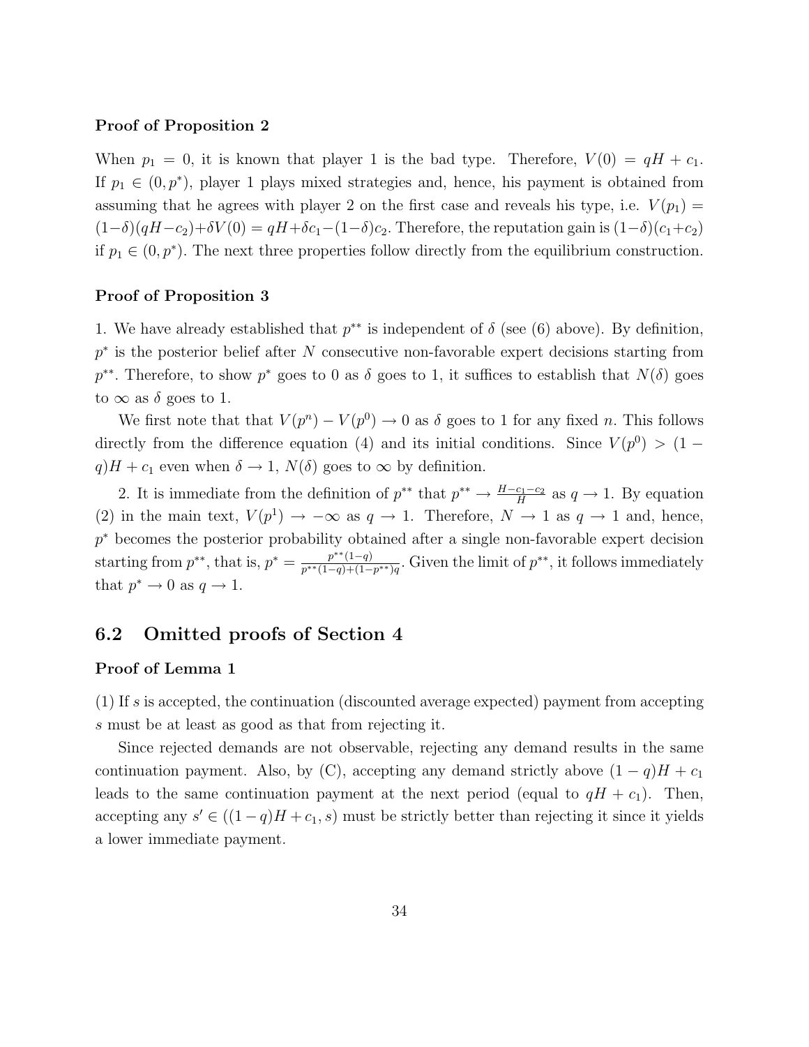**Proof of Proposition 2**

When $p_1 = 0$, it is known that player 1 is the bad type. Therefore, $V(0) = qH + c_1$. If $p_1 \in (0, p^*)$, player 1 plays mixed strategies and, hence, his payment is obtained from assuming that he agrees with player 2 on the first case and reveals his type, i.e. $V(p_1) = (1-\delta)(qH-c_2)+\delta V(0) = qH+\delta c_1-(1-\delta)c_2$. Therefore, the reputation gain is $(1-\delta)(c_1+c_2)$ if $p_1 \in (0, p^*)$. The next three properties follow directly from the equilibrium construction.

**Proof of Proposition 3**

1. We have already established that $p^{**}$ is independent of $\delta$ (see (6) above). By definition, $p^*$ is the posterior belief after $N$ consecutive non-favorable expert decisions starting from $p^{**}$. Therefore, to show $p^*$ goes to 0 as $\delta$ goes to 1, it suffices to establish that $N(\delta)$ goes to $\infty$ as $\delta$ goes to 1.

We first note that that $V(p^n) - V(p^0) \to 0$ as $\delta$ goes to 1 for any fixed $n$. This follows directly from the difference equation (4) and its initial conditions. Since $V(p^0) > (1-q)H + c_1$ even when $\delta \to 1$, $N(\delta)$ goes to $\infty$ by definition.

2. It is immediate from the definition of $p^{**}$ that $p^{**} \to \frac{H-c_1-c_2}{H}$ as $q \to 1$. By equation (2) in the main text, $V(p^1) \to -\infty$ as $q \to 1$. Therefore, $N \to 1$ as $q \to 1$ and, hence, $p^*$ becomes the posterior probability obtained after a single non-favorable expert decision starting from $p^{**}$, that is, $p^* = \frac{p^{**}(1-q)}{p^{**}(1-q)+(1-p^{**})q}$. Given the limit of $p^{**}$, it follows immediately that $p^* \to 0$ as $q \to 1$.

## 6.2 Omitted proofs of Section 4

**Proof of Lemma 1**

(1) If $s$ is accepted, the continuation (discounted average expected) payment from accepting $s$ must be at least as good as that from rejecting it.

Since rejected demands are not observable, rejecting any demand results in the same continuation payment. Also, by (C), accepting any demand strictly above $(1-q)H + c_1$ leads to the same continuation payment at the next period (equal to $qH + c_1$). Then, accepting any $s' \in ((1-q)H + c_1, s)$ must be strictly better than rejecting it since it yields a lower immediate payment.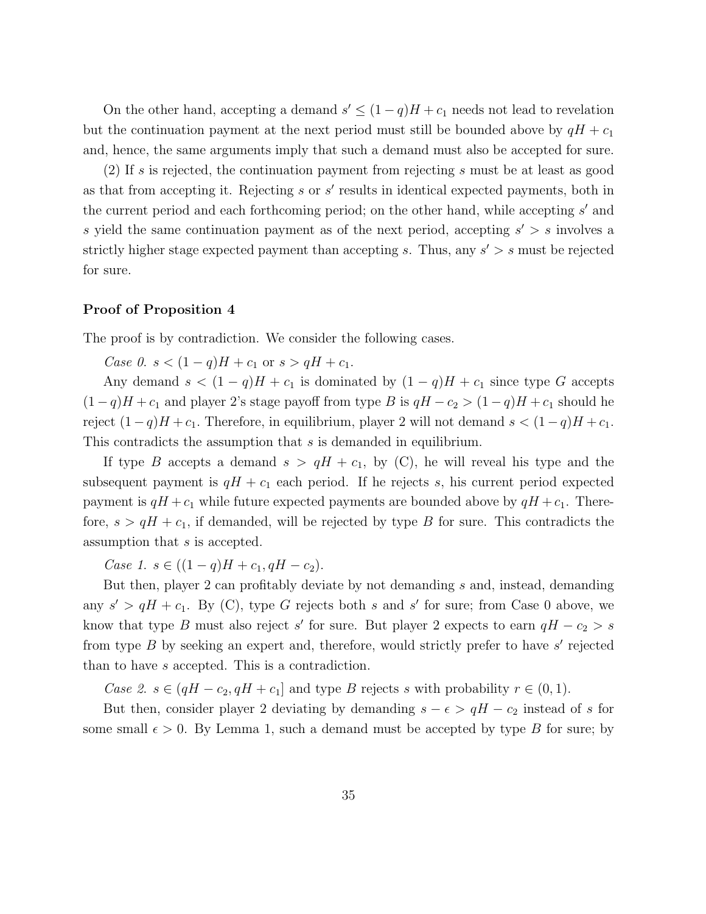On the other hand, accepting a demand $s' \leq (1-q)H + c_1$ needs not lead to revelation but the continuation payment at the next period must still be bounded above by $qH + c_1$ and, hence, the same arguments imply that such a demand must also be accepted for sure.

(2) If $s$ is rejected, the continuation payment from rejecting $s$ must be at least as good as that from accepting it. Rejecting $s$ or $s'$ results in identical expected payments, both in the current period and each forthcoming period; on the other hand, while accepting $s'$ and $s$ yield the same continuation payment as of the next period, accepting $s' > s$ involves a strictly higher stage expected payment than accepting $s$. Thus, any $s' > s$ must be rejected for sure.

**Proof of Proposition 4**

The proof is by contradiction. We consider the following cases.

*Case 0.* $s < (1-q)H + c_1$ or $s > qH + c_1$.

Any demand $s < (1-q)H + c_1$ is dominated by $(1-q)H + c_1$ since type $G$ accepts $(1-q)H + c_1$ and player 2's stage payoff from type $B$ is $qH - c_2 > (1-q)H + c_1$ should he reject $(1-q)H + c_1$. Therefore, in equilibrium, player 2 will not demand $s < (1-q)H + c_1$. This contradicts the assumption that $s$ is demanded in equilibrium.

If type $B$ accepts a demand $s > qH + c_1$, by (C), he will reveal his type and the subsequent payment is $qH + c_1$ each period. If he rejects $s$, his current period expected payment is $qH + c_1$ while future expected payments are bounded above by $qH + c_1$. Therefore, $s > qH + c_1$, if demanded, will be rejected by type $B$ for sure. This contradicts the assumption that $s$ is accepted.

*Case 1.* $s \in ((1-q)H + c_1, qH - c_2)$.

But then, player 2 can profitably deviate by not demanding $s$ and, instead, demanding any $s' > qH + c_1$. By (C), type $G$ rejects both $s$ and $s'$ for sure; from Case 0 above, we know that type $B$ must also reject $s'$ for sure. But player 2 expects to earn $qH - c_2 > s$ from type $B$ by seeking an expert and, therefore, would strictly prefer to have $s'$ rejected than to have $s$ accepted. This is a contradiction.

*Case 2.* $s \in (qH - c_2, qH + c_1]$ and type $B$ rejects $s$ with probability $r \in (0, 1)$.

But then, consider player 2 deviating by demanding $s - \epsilon > qH - c_2$ instead of $s$ for some small $\epsilon > 0$. By Lemma 1, such a demand must be accepted by type $B$ for sure; by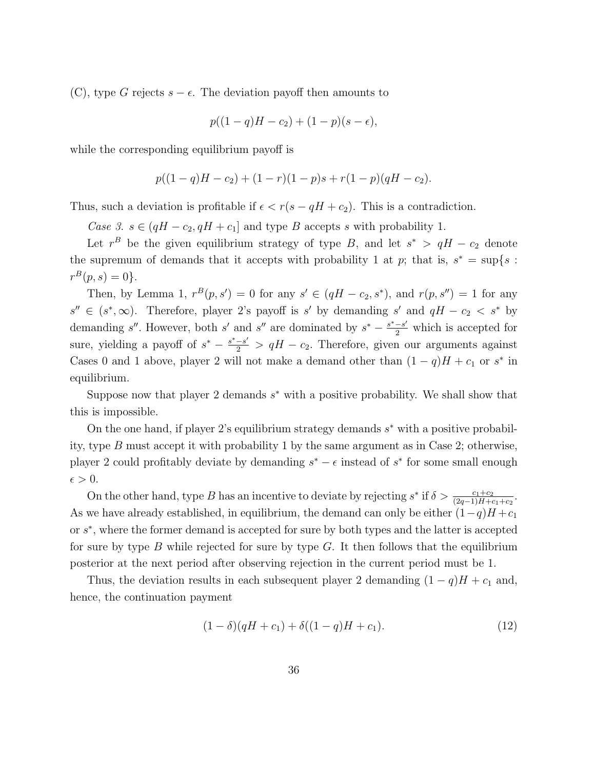(C), type $G$ rejects $s - \epsilon$. The deviation payoff then amounts to

$$p((1-q)H - c_2) + (1-p)(s - \epsilon),$$

while the corresponding equilibrium payoff is

$$p((1-q)H - c_2) + (1-r)(1-p)s + r(1-p)(qH - c_2).$$

Thus, such a deviation is profitable if $\epsilon < r(s - qH + c_2)$. This is a contradiction.

*Case 3.* $s \in (qH - c_2, qH + c_1]$ and type $B$ accepts $s$ with probability 1.

Let $r^B$ be the given equilibrium strategy of type $B$, and let $s^* > qH - c_2$ denote the supremum of demands that it accepts with probability 1 at $p$; that is, $s^* = \sup\{s : r^B(p, s) = 0\}$.

Then, by Lemma 1, $r^B(p, s') = 0$ for any $s' \in (qH - c_2, s^*)$, and $r(p, s'') = 1$ for any $s'' \in (s^*, \infty)$. Therefore, player 2's payoff is $s'$ by demanding $s'$ and $qH - c_2 < s^*$ by demanding $s''$. However, both $s'$ and $s''$ are dominated by $s^* - \frac{s^* - s'}{2}$ which is accepted for sure, yielding a payoff of $s^* - \frac{s^* - s'}{2} > qH - c_2$. Therefore, given our arguments against Cases 0 and 1 above, player 2 will not make a demand other than $(1-q)H + c_1$ or $s^*$ in equilibrium.

Suppose now that player 2 demands $s^*$ with a positive probability. We shall show that this is impossible.

On the one hand, if player 2's equilibrium strategy demands $s^*$ with a positive probability, type $B$ must accept it with probability 1 by the same argument as in Case 2; otherwise, player 2 could profitably deviate by demanding $s^* - \epsilon$ instead of $s^*$ for some small enough $\epsilon > 0$.

On the other hand, type $B$ has an incentive to deviate by rejecting $s^*$ if $\delta > \frac{c_1 + c_2}{(2q-1)H + c_1 + c_2}$. As we have already established, in equilibrium, the demand can only be either $(1-q)H + c_1$ or $s^*$, where the former demand is accepted for sure by both types and the latter is accepted for sure by type $B$ while rejected for sure by type $G$. It then follows that the equilibrium posterior at the next period after observing rejection in the current period must be 1.

Thus, the deviation results in each subsequent player 2 demanding $(1-q)H + c_1$ and, hence, the continuation payment

$$(1-\delta)(qH + c_1) + \delta((1-q)H + c_1). \tag{12}$$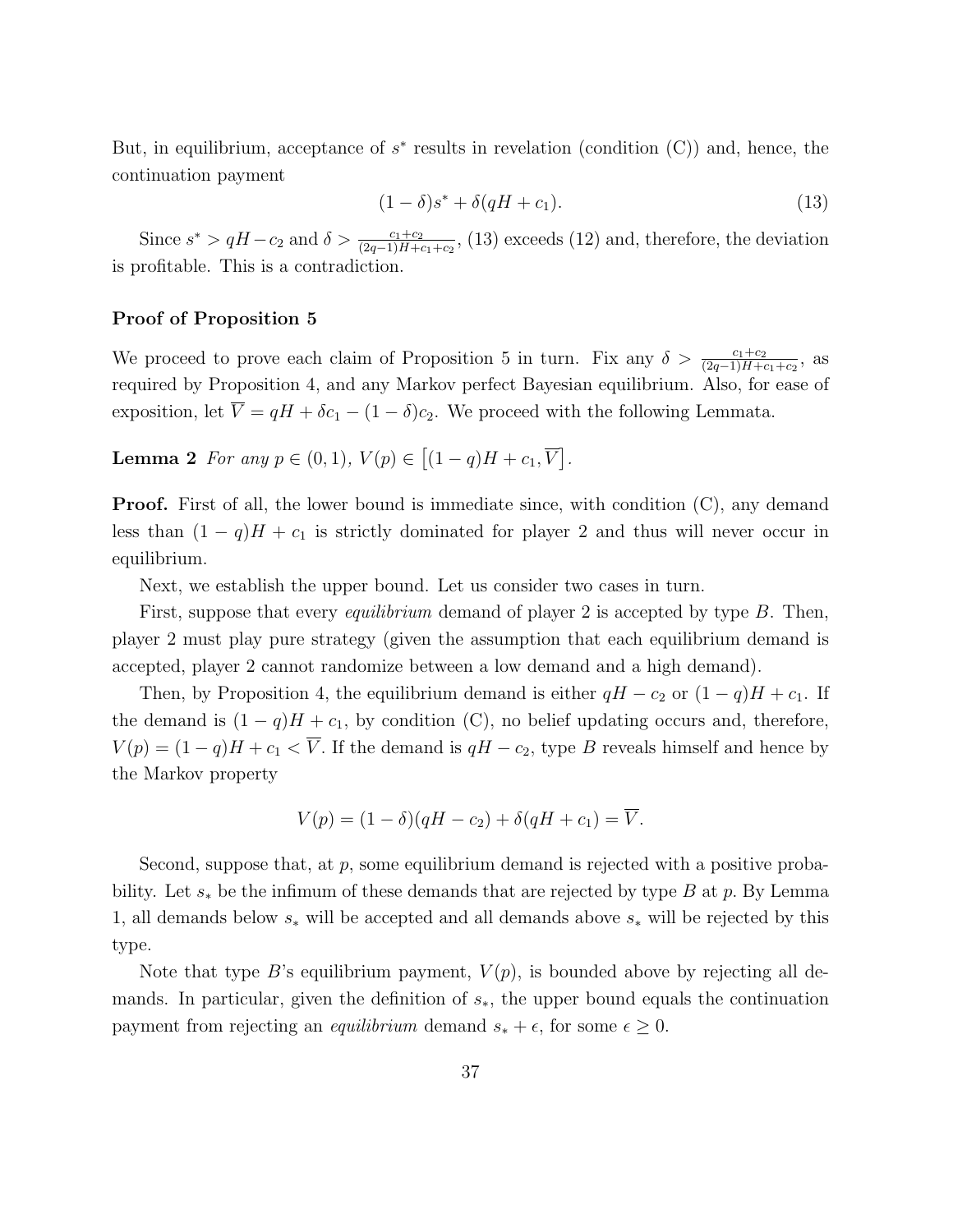But, in equilibrium, acceptance of $s^*$ results in revelation (condition (C)) and, hence, the continuation payment

$$(1-\delta)s^* + \delta(qH + c_1). \tag{13}$$

Since $s^* > qH - c_2$ and $\delta > \frac{c_1+c_2}{(2q-1)H+c_1+c_2}$, (13) exceeds (12) and, therefore, the deviation is profitable. This is a contradiction.

**Proof of Proposition 5**

We proceed to prove each claim of Proposition 5 in turn. Fix any $\delta > \frac{c_1+c_2}{(2q-1)H+c_1+c_2}$, as required by Proposition 4, and any Markov perfect Bayesian equilibrium. Also, for ease of exposition, let $\overline{V} = qH + \delta c_1 - (1-\delta)c_2$. We proceed with the following Lemmata.

**Lemma 2** *For any $p \in (0,1)$, $V(p) \in \left[(1-q)H + c_1, \overline{V}\right]$.*

**Proof.** First of all, the lower bound is immediate since, with condition (C), any demand less than $(1-q)H + c_1$ is strictly dominated for player 2 and thus will never occur in equilibrium.

Next, we establish the upper bound. Let us consider two cases in turn.

First, suppose that every *equilibrium* demand of player 2 is accepted by type $B$. Then, player 2 must play pure strategy (given the assumption that each equilibrium demand is accepted, player 2 cannot randomize between a low demand and a high demand).

Then, by Proposition 4, the equilibrium demand is either $qH - c_2$ or $(1-q)H + c_1$. If the demand is $(1-q)H + c_1$, by condition (C), no belief updating occurs and, therefore, $V(p) = (1-q)H + c_1 < \overline{V}$. If the demand is $qH - c_2$, type $B$ reveals himself and hence by the Markov property

$$V(p) = (1-\delta)(qH - c_2) + \delta(qH + c_1) = \overline{V}.$$

Second, suppose that, at $p$, some equilibrium demand is rejected with a positive probability. Let $s_*$ be the infimum of these demands that are rejected by type $B$ at $p$. By Lemma 1, all demands below $s_*$ will be accepted and all demands above $s_*$ will be rejected by this type.

Note that type $B$'s equilibrium payment, $V(p)$, is bounded above by rejecting all demands. In particular, given the definition of $s_*$, the upper bound equals the continuation payment from rejecting an *equilibrium* demand $s_* + \epsilon$, for some $\epsilon \geq 0$.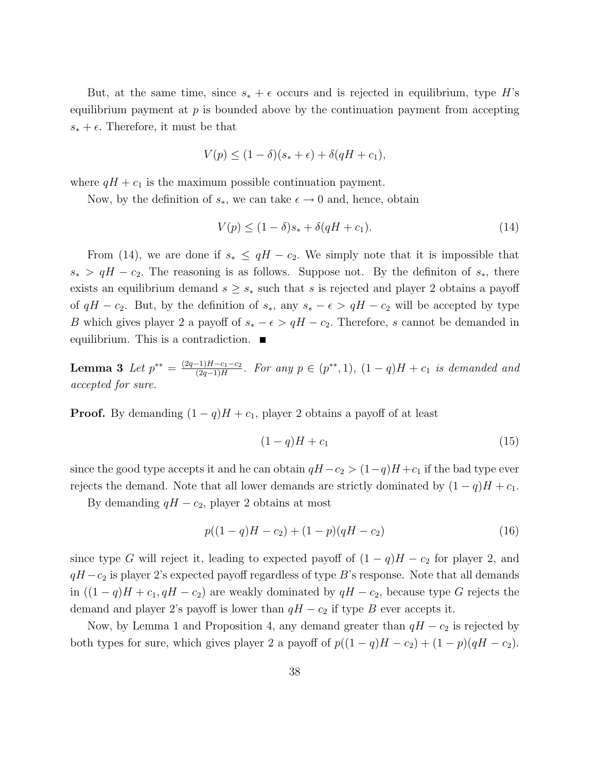But, at the same time, since $s_* + \epsilon$ occurs and is rejected in equilibrium, type $H$'s equilibrium payment at $p$ is bounded above by the continuation payment from accepting $s_* + \epsilon$. Therefore, it must be that

$$V(p) \leq (1-\delta)(s_* + \epsilon) + \delta(qH + c_1),$$

where $qH + c_1$ is the maximum possible continuation payment.

Now, by the definition of $s_*$, we can take $\epsilon \to 0$ and, hence, obtain

$$V(p) \leq (1-\delta)s_* + \delta(qH + c_1). \tag{14}$$

From (14), we are done if $s_* \leq qH - c_2$. We simply note that it is impossible that $s_* > qH - c_2$. The reasoning is as follows. Suppose not. By the definiton of $s_*$, there exists an equilibrium demand $s \geq s_*$ such that $s$ is rejected and player 2 obtains a payoff of $qH - c_2$. But, by the definition of $s_*$, any $s_* - \epsilon > qH - c_2$ will be accepted by type $B$ which gives player 2 a payoff of $s_* - \epsilon > qH - c_2$. Therefore, $s$ cannot be demanded in equilibrium. This is a contradiction. ■

**Lemma 3** *Let* $p^{**} = \frac{(2q-1)H - c_1 - c_2}{(2q-1)H}$. *For any* $p \in (p^{**}, 1)$, $(1-q)H + c_1$ *is demanded and accepted for sure.*

**Proof.** By demanding $(1-q)H + c_1$, player 2 obtains a payoff of at least

$$(1-q)H + c_1 \tag{15}$$

since the good type accepts it and he can obtain $qH - c_2 > (1-q)H + c_1$ if the bad type ever rejects the demand. Note that all lower demands are strictly dominated by $(1-q)H + c_1$.

By demanding $qH - c_2$, player 2 obtains at most

$$p((1-q)H - c_2) + (1-p)(qH - c_2) \tag{16}$$

since type $G$ will reject it, leading to expected payoff of $(1-q)H - c_2$ for player 2, and $qH - c_2$ is player 2's expected payoff regardless of type $B$'s response. Note that all demands in $((1-q)H + c_1, qH - c_2)$ are weakly dominated by $qH - c_2$, because type $G$ rejects the demand and player 2's payoff is lower than $qH - c_2$ if type $B$ ever accepts it.

Now, by Lemma 1 and Proposition 4, any demand greater than $qH - c_2$ is rejected by both types for sure, which gives player 2 a payoff of $p((1-q)H - c_2) + (1-p)(qH - c_2)$.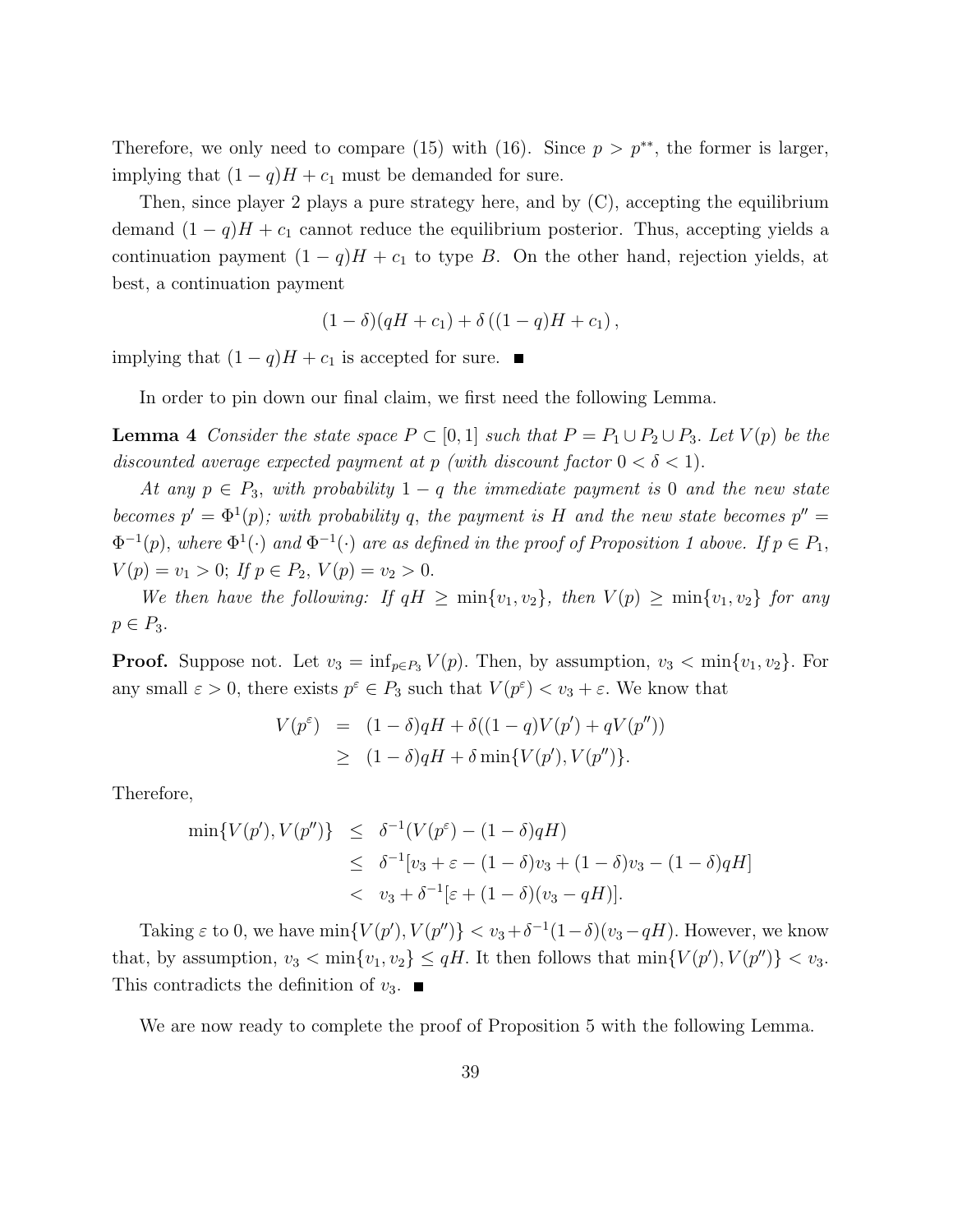Therefore, we only need to compare (15) with (16). Since $p > p^{**}$, the former is larger, implying that $(1-q)H + c_1$ must be demanded for sure.

Then, since player 2 plays a pure strategy here, and by (C), accepting the equilibrium demand $(1-q)H + c_1$ cannot reduce the equilibrium posterior. Thus, accepting yields a continuation payment $(1-q)H + c_1$ to type $B$. On the other hand, rejection yields, at best, a continuation payment

$$(1-\delta)(qH + c_1) + \delta\left((1-q)H + c_1\right),$$

implying that $(1-q)H + c_1$ is accepted for sure. ■

In order to pin down our final claim, we first need the following Lemma.

**Lemma 4** *Consider the state space $P \subset [0,1]$ such that $P = P_1 \cup P_2 \cup P_3$. Let $V(p)$ be the discounted average expected payment at $p$ (with discount factor $0 < \delta < 1$).*

*At any $p \in P_3$, with probability $1-q$ the immediate payment is 0 and the new state becomes $p' = \Phi^1(p)$; with probability $q$, the payment is $H$ and the new state becomes $p'' = \Phi^{-1}(p)$, where $\Phi^1(\cdot)$ and $\Phi^{-1}(\cdot)$ are as defined in the proof of Proposition 1 above. If $p \in P_1$, $V(p) = v_1 > 0$; If $p \in P_2$, $V(p) = v_2 > 0$.*

*We then have the following: If $qH \geq \min\{v_1, v_2\}$, then $V(p) \geq \min\{v_1, v_2\}$ for any $p \in P_3$.*

**Proof.** Suppose not. Let $v_3 = \inf_{p \in P_3} V(p)$. Then, by assumption, $v_3 < \min\{v_1, v_2\}$. For any small $\varepsilon > 0$, there exists $p^\varepsilon \in P_3$ such that $V(p^\varepsilon) < v_3 + \varepsilon$. We know that

$$\begin{aligned} V(p^\varepsilon) &= (1-\delta)qH + \delta((1-q)V(p') + qV(p'')) \\ &\geq (1-\delta)qH + \delta \min\{V(p'), V(p'')\}. \end{aligned}$$

Therefore,

$$\begin{aligned} \min\{V(p'), V(p'')\} &\leq \delta^{-1}(V(p^\varepsilon) - (1-\delta)qH) \\ &\leq \delta^{-1}[v_3 + \varepsilon - (1-\delta)v_3 + (1-\delta)v_3 - (1-\delta)qH] \\ &< v_3 + \delta^{-1}[\varepsilon + (1-\delta)(v_3 - qH)]. \end{aligned}$$

Taking $\varepsilon$ to 0, we have $\min\{V(p'), V(p'')\} < v_3 + \delta^{-1}(1-\delta)(v_3 - qH)$. However, we know that, by assumption, $v_3 < \min\{v_1, v_2\} \leq qH$. It then follows that $\min\{V(p'), V(p'')\} < v_3$. This contradicts the definition of $v_3$. ■

We are now ready to complete the proof of Proposition 5 with the following Lemma.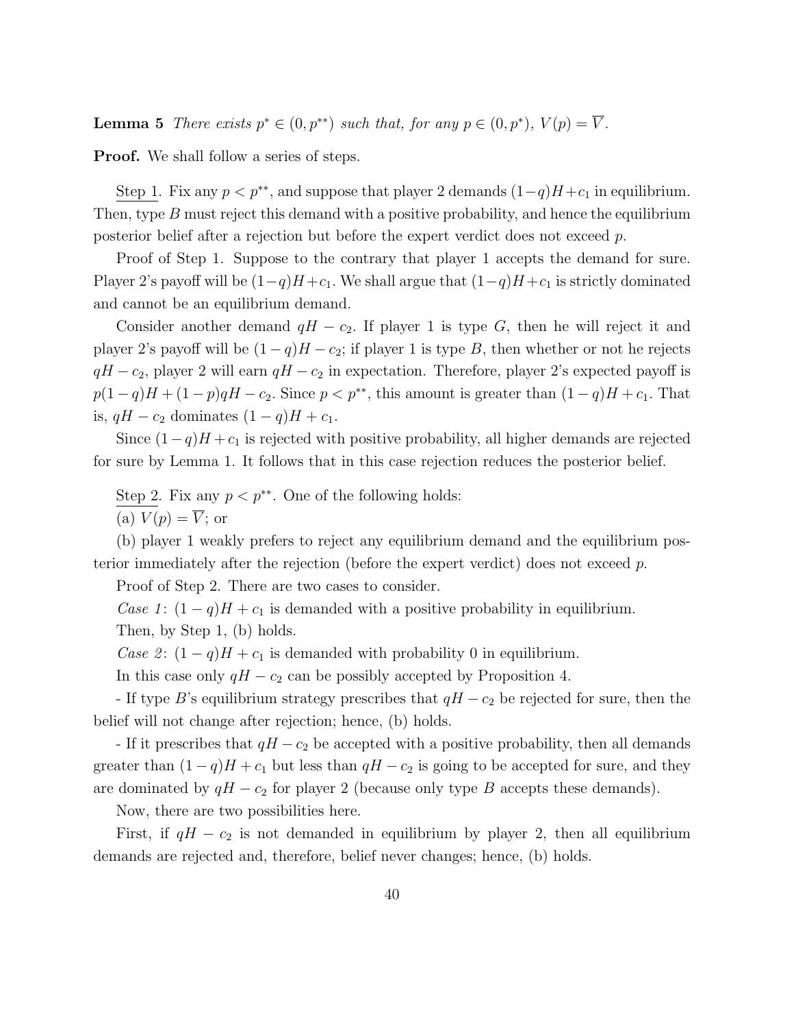**Lemma 5** *There exists $p^* \in (0, p^{**})$ such that, for any $p \in (0, p^*)$, $V(p) = \overline{V}$.*

**Proof.** We shall follow a series of steps.

Step 1. Fix any $p < p^{**}$, and suppose that player 2 demands $(1-q)H + c_1$ in equilibrium. Then, type $B$ must reject this demand with a positive probability, and hence the equilibrium posterior belief after a rejection but before the expert verdict does not exceed $p$.

Proof of Step 1. Suppose to the contrary that player 1 accepts the demand for sure. Player 2's payoff will be $(1-q)H + c_1$. We shall argue that $(1-q)H + c_1$ is strictly dominated and cannot be an equilibrium demand.

Consider another demand $qH - c_2$. If player 1 is type $G$, then he will reject it and player 2's payoff will be $(1-q)H - c_2$; if player 1 is type $B$, then whether or not he rejects $qH - c_2$, player 2 will earn $qH - c_2$ in expectation. Therefore, player 2's expected payoff is $p(1-q)H + (1-p)qH - c_2$. Since $p < p^{**}$, this amount is greater than $(1-q)H + c_1$. That is, $qH - c_2$ dominates $(1-q)H + c_1$.

Since $(1-q)H + c_1$ is rejected with positive probability, all higher demands are rejected for sure by Lemma 1. It follows that in this case rejection reduces the posterior belief.

Step 2. Fix any $p < p^{**}$. One of the following holds:
(a) $V(p) = \overline{V}$; or

(b) player 1 weakly prefers to reject any equilibrium demand and the equilibrium posterior immediately after the rejection (before the expert verdict) does not exceed $p$.

Proof of Step 2. There are two cases to consider.

*Case 1*: $(1-q)H + c_1$ is demanded with a positive probability in equilibrium.

Then, by Step 1, (b) holds.

*Case 2*: $(1-q)H + c_1$ is demanded with probability 0 in equilibrium.

In this case only $qH - c_2$ can be possibly accepted by Proposition 4.

- If type $B$'s equilibrium strategy prescribes that $qH - c_2$ be rejected for sure, then the belief will not change after rejection; hence, (b) holds.

- If it prescribes that $qH - c_2$ be accepted with a positive probability, then all demands greater than $(1-q)H + c_1$ but less than $qH - c_2$ is going to be accepted for sure, and they are dominated by $qH - c_2$ for player 2 (because only type $B$ accepts these demands).

Now, there are two possibilities here.

First, if $qH - c_2$ is not demanded in equilibrium by player 2, then all equilibrium demands are rejected and, therefore, belief never changes; hence, (b) holds.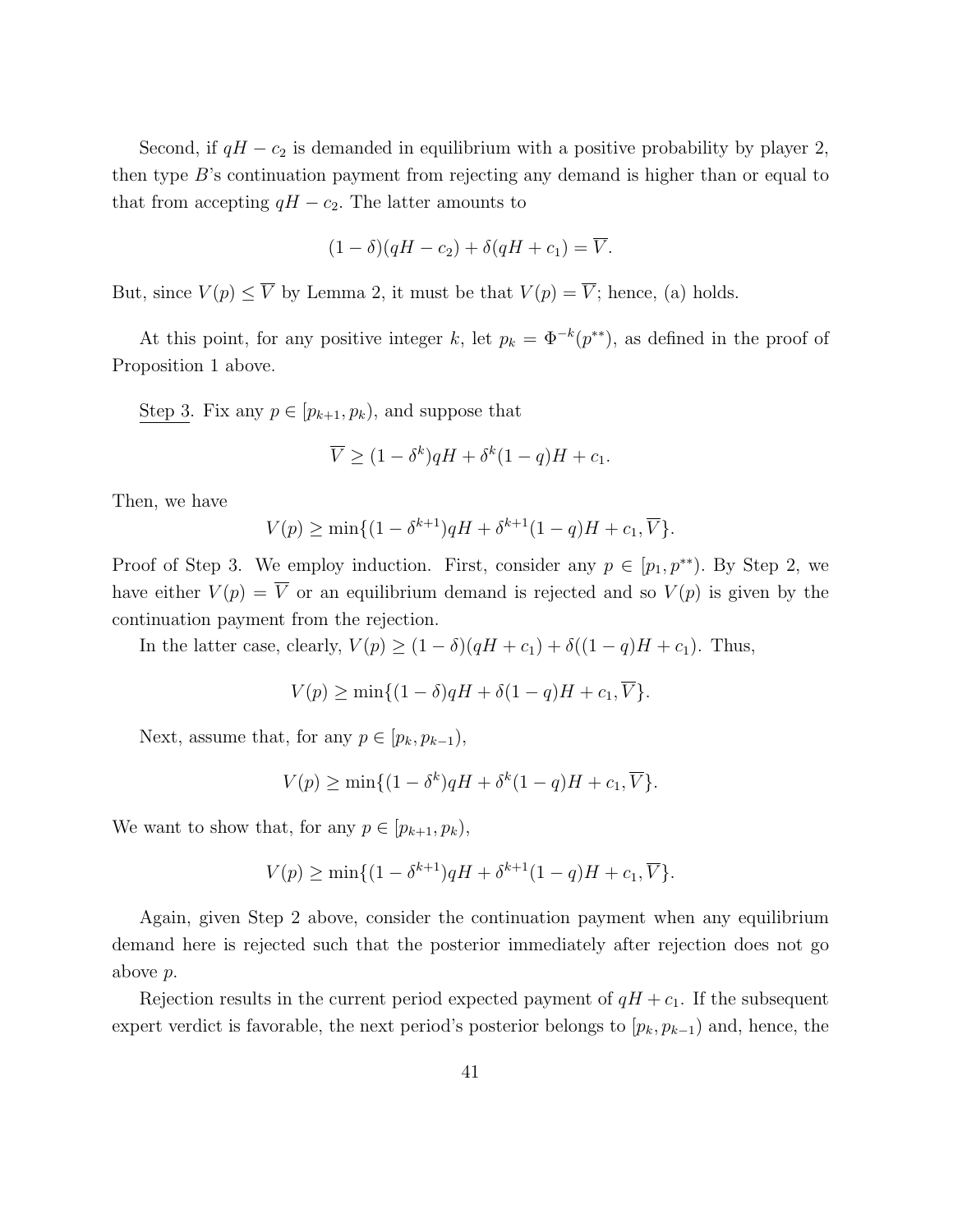Second, if $qH - c_2$ is demanded in equilibrium with a positive probability by player 2, then type $B$'s continuation payment from rejecting any demand is higher than or equal to that from accepting $qH - c_2$. The latter amounts to

$$(1-\delta)(qH - c_2) + \delta(qH + c_1) = \overline{V}.$$

But, since $V(p) \leq \overline{V}$ by Lemma 2, it must be that $V(p) = \overline{V}$; hence, (a) holds.

At this point, for any positive integer $k$, let $p_k = \Phi^{-k}(p^{**})$, as defined in the proof of Proposition 1 above.

<u>Step 3</u>. Fix any $p \in [p_{k+1}, p_k)$, and suppose that

$$\overline{V} \geq (1-\delta^k)qH + \delta^k(1-q)H + c_1.$$

Then, we have

$$V(p) \geq \min\{(1-\delta^{k+1})qH + \delta^{k+1}(1-q)H + c_1, \overline{V}\}.$$

Proof of Step 3. We employ induction. First, consider any $p \in [p_1, p^{**})$. By Step 2, we have either $V(p) = \overline{V}$ or an equilibrium demand is rejected and so $V(p)$ is given by the continuation payment from the rejection.

In the latter case, clearly, $V(p) \geq (1-\delta)(qH + c_1) + \delta((1-q)H + c_1)$. Thus,

$$V(p) \geq \min\{(1-\delta)qH + \delta(1-q)H + c_1, \overline{V}\}.$$

Next, assume that, for any $p \in [p_k, p_{k-1})$,

$$V(p) \geq \min\{(1-\delta^k)qH + \delta^k(1-q)H + c_1, \overline{V}\}.$$

We want to show that, for any $p \in [p_{k+1}, p_k)$,

$$V(p) \geq \min\{(1-\delta^{k+1})qH + \delta^{k+1}(1-q)H + c_1, \overline{V}\}.$$

Again, given Step 2 above, consider the continuation payment when any equilibrium demand here is rejected such that the posterior immediately after rejection does not go above $p$.

Rejection results in the current period expected payment of $qH + c_1$. If the subsequent expert verdict is favorable, the next period's posterior belongs to $[p_k, p_{k-1})$ and, hence, the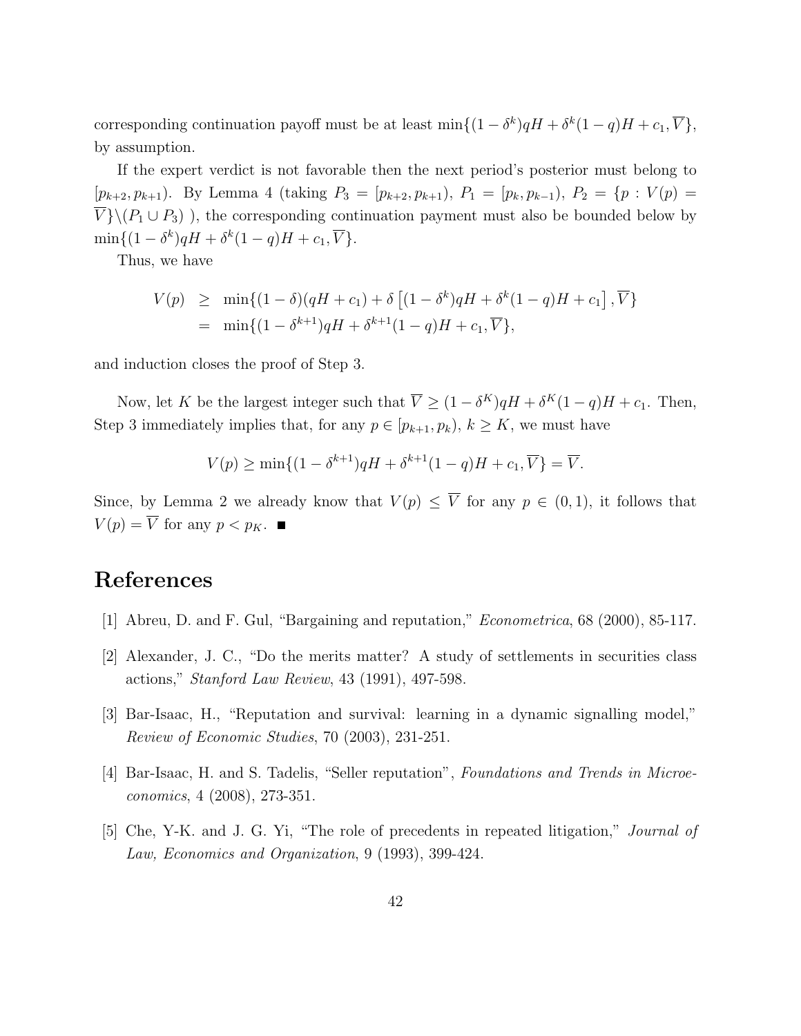corresponding continuation payoff must be at least $\min\{(1-\delta^k)qH + \delta^k(1-q)H + c_1, \overline{V}\}$, by assumption.

If the expert verdict is not favorable then the next period's posterior must belong to $[p_{k+2}, p_{k+1})$. By Lemma 4 (taking $P_3 = [p_{k+2}, p_{k+1})$, $P_1 = [p_k, p_{k-1})$, $P_2 = \{p : V(p) = \overline{V}\} \backslash (P_1 \cup P_3)$ ), the corresponding continuation payment must also be bounded below by $\min\{(1-\delta^k)qH + \delta^k(1-q)H + c_1, \overline{V}\}$.

Thus, we have

$$
\begin{aligned}
V(p) &\geq \min\{(1-\delta)(qH + c_1) + \delta\left[(1-\delta^k)qH + \delta^k(1-q)H + c_1\right], \overline{V}\} \\
&= \min\{(1-\delta^{k+1})qH + \delta^{k+1}(1-q)H + c_1, \overline{V}\},
\end{aligned}
$$

and induction closes the proof of Step 3.

Now, let $K$ be the largest integer such that $\overline{V} \geq (1-\delta^K)qH + \delta^K(1-q)H + c_1$. Then, Step 3 immediately implies that, for any $p \in [p_{k+1}, p_k)$, $k \geq K$, we must have

$$
V(p) \geq \min\{(1-\delta^{k+1})qH + \delta^{k+1}(1-q)H + c_1, \overline{V}\} = \overline{V}.
$$

Since, by Lemma 2 we already know that $V(p) \leq \overline{V}$ for any $p \in (0,1)$, it follows that $V(p) = \overline{V}$ for any $p < p_K$. ■

# References

[1] Abreu, D. and F. Gul, "Bargaining and reputation," *Econometrica*, 68 (2000), 85-117.

[2] Alexander, J. C., "Do the merits matter? A study of settlements in securities class actions," *Stanford Law Review*, 43 (1991), 497-598.

[3] Bar-Isaac, H., "Reputation and survival: learning in a dynamic signalling model," *Review of Economic Studies*, 70 (2003), 231-251.

[4] Bar-Isaac, H. and S. Tadelis, "Seller reputation", *Foundations and Trends in Microeconomics*, 4 (2008), 273-351.

[5] Che, Y-K. and J. G. Yi, "The role of precedents in repeated litigation," *Journal of Law, Economics and Organization*, 9 (1993), 399-424.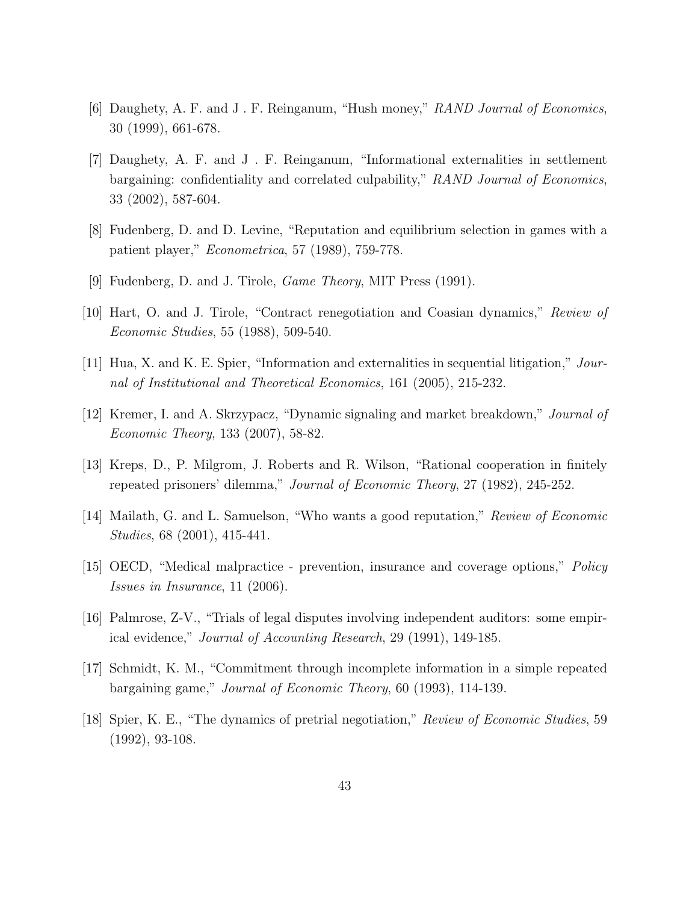[6] Daughety, A. F. and J . F. Reinganum, "Hush money," *RAND Journal of Economics*, 30 (1999), 661-678.

[7] Daughety, A. F. and J . F. Reinganum, "Informational externalities in settlement bargaining: confidentiality and correlated culpability," *RAND Journal of Economics*, 33 (2002), 587-604.

[8] Fudenberg, D. and D. Levine, "Reputation and equilibrium selection in games with a patient player," *Econometrica*, 57 (1989), 759-778.

[9] Fudenberg, D. and J. Tirole, *Game Theory*, MIT Press (1991).

[10] Hart, O. and J. Tirole, "Contract renegotiation and Coasian dynamics," *Review of Economic Studies*, 55 (1988), 509-540.

[11] Hua, X. and K. E. Spier, "Information and externalities in sequential litigation," *Journal of Institutional and Theoretical Economics*, 161 (2005), 215-232.

[12] Kremer, I. and A. Skrzypacz, "Dynamic signaling and market breakdown," *Journal of Economic Theory*, 133 (2007), 58-82.

[13] Kreps, D., P. Milgrom, J. Roberts and R. Wilson, "Rational cooperation in finitely repeated prisoners' dilemma," *Journal of Economic Theory*, 27 (1982), 245-252.

[14] Mailath, G. and L. Samuelson, "Who wants a good reputation," *Review of Economic Studies*, 68 (2001), 415-441.

[15] OECD, "Medical malpractice - prevention, insurance and coverage options," *Policy Issues in Insurance*, 11 (2006).

[16] Palmrose, Z-V., "Trials of legal disputes involving independent auditors: some empirical evidence," *Journal of Accounting Research*, 29 (1991), 149-185.

[17] Schmidt, K. M., "Commitment through incomplete information in a simple repeated bargaining game," *Journal of Economic Theory*, 60 (1993), 114-139.

[18] Spier, K. E., "The dynamics of pretrial negotiation," *Review of Economic Studies*, 59 (1992), 93-108.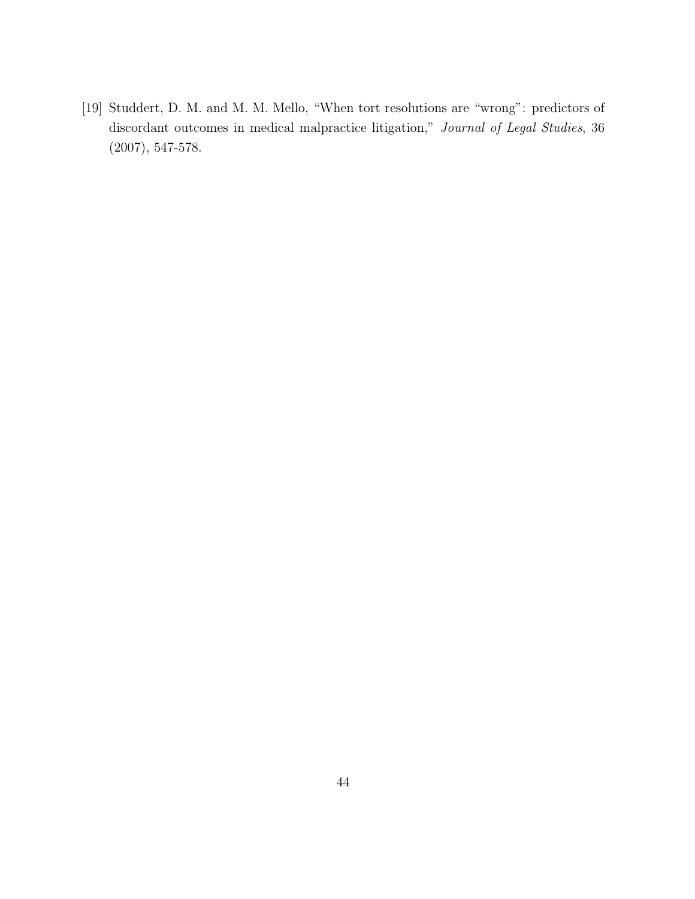[19] Studdert, D. M. and M. M. Mello, "When tort resolutions are "wrong": predictors of discordant outcomes in medical malpractice litigation," *Journal of Legal Studies*, 36 (2007), 547-578.